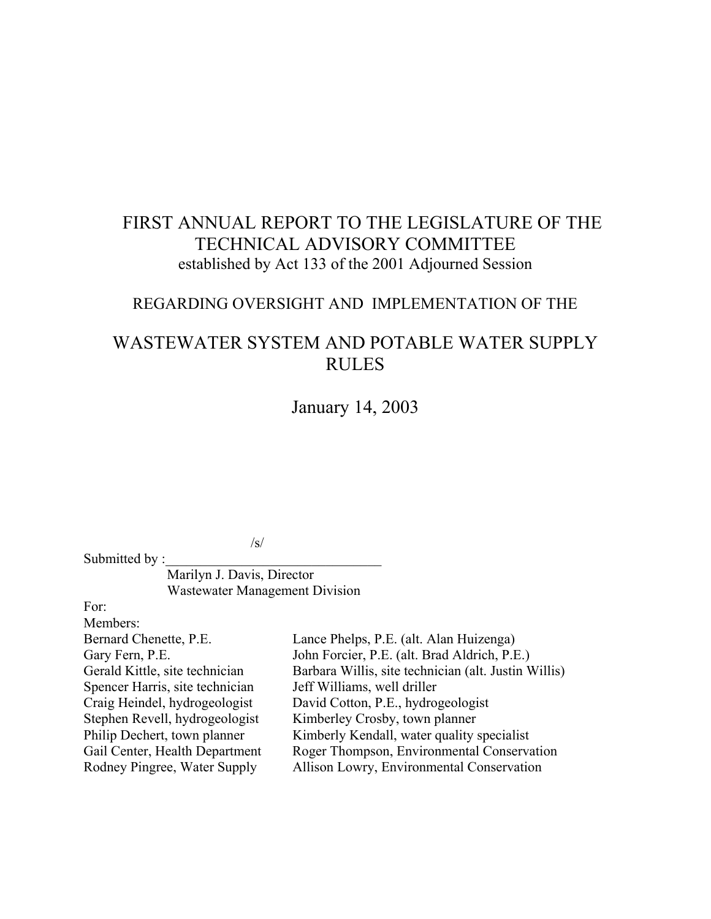# FIRST ANNUAL REPORT TO THE LEGISLATURE OF THE TECHNICAL ADVISORY COMMITTEE

established by Act 133 of the 2001 Adjourned Session

REGARDING OVERSIGHT AND IMPLEMENTATION OF THE

## WASTEWATER SYSTEM AND POTABLE WATER SUPPLY RULES

January 14, 2003

/s/

Submitted by :_______________________________

Marilyn J. Davis, Director
Wastewater Management Division

For:

Members:

| | |
|---|---|
| Bernard Chenette, P.E. | Lance Phelps, P.E. (alt. Alan Huizenga) |
| Gary Fern, P.E. | John Forcier, P.E. (alt. Brad Aldrich, P.E.) |
| Gerald Kittle, site technician | Barbara Willis, site technician (alt. Justin Willis) |
| Spencer Harris, site technician | Jeff Williams, well driller |
| Craig Heindel, hydrogeologist | David Cotton, P.E., hydrogeologist |
| Stephen Revell, hydrogeologist | Kimberley Crosby, town planner |
| Philip Dechert, town planner | Kimberly Kendall, water quality specialist |
| Gail Center, Health Department | Roger Thompson, Environmental Conservation |
| Rodney Pingree, Water Supply | Allison Lowry, Environmental Conservation |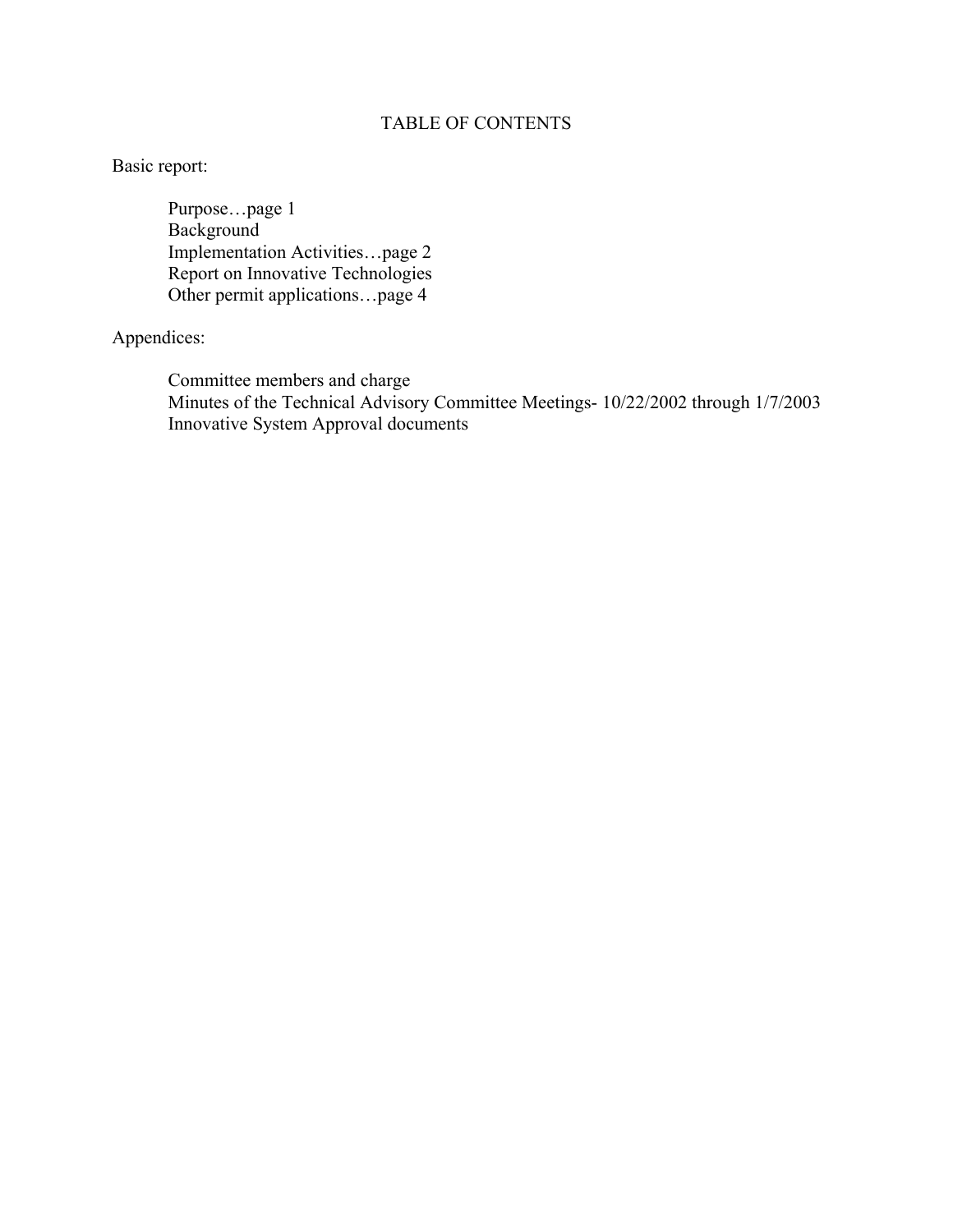# TABLE OF CONTENTS

Basic report:

- Purpose…page 1
- Background
- Implementation Activities…page 2
- Report on Innovative Technologies
- Other permit applications…page 4

Appendices:

- Committee members and charge
- Minutes of the Technical Advisory Committee Meetings- 10/22/2002 through 1/7/2003
- Innovative System Approval documents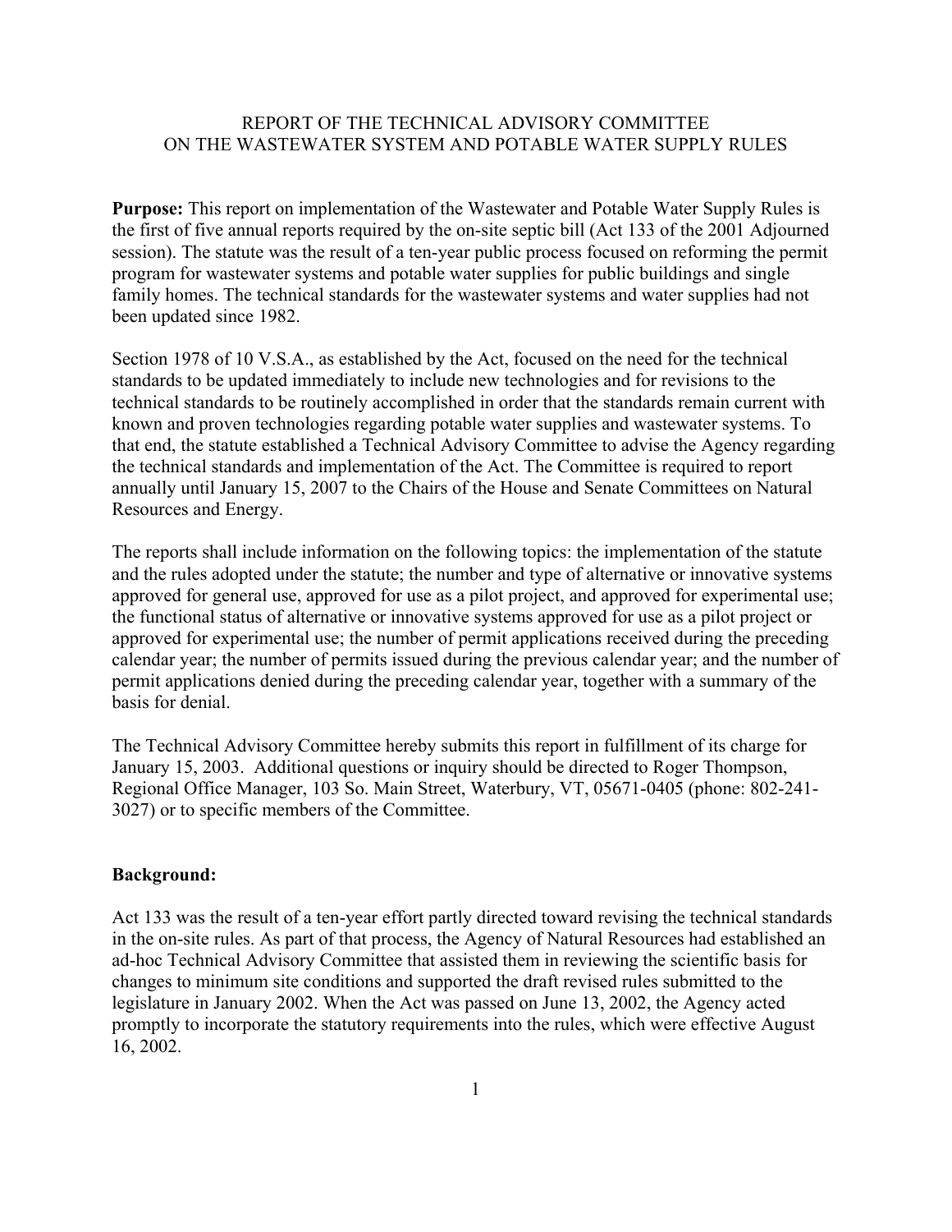REPORT OF THE TECHNICAL ADVISORY COMMITTEE
ON THE WASTEWATER SYSTEM AND POTABLE WATER SUPPLY RULES

**Purpose:** This report on implementation of the Wastewater and Potable Water Supply Rules is the first of five annual reports required by the on-site septic bill (Act 133 of the 2001 Adjourned session). The statute was the result of a ten-year public process focused on reforming the permit program for wastewater systems and potable water supplies for public buildings and single family homes. The technical standards for the wastewater systems and water supplies had not been updated since 1982.

Section 1978 of 10 V.S.A., as established by the Act, focused on the need for the technical standards to be updated immediately to include new technologies and for revisions to the technical standards to be routinely accomplished in order that the standards remain current with known and proven technologies regarding potable water supplies and wastewater systems. To that end, the statute established a Technical Advisory Committee to advise the Agency regarding the technical standards and implementation of the Act. The Committee is required to report annually until January 15, 2007 to the Chairs of the House and Senate Committees on Natural Resources and Energy.

The reports shall include information on the following topics: the implementation of the statute and the rules adopted under the statute; the number and type of alternative or innovative systems approved for general use, approved for use as a pilot project, and approved for experimental use; the functional status of alternative or innovative systems approved for use as a pilot project or approved for experimental use; the number of permit applications received during the preceding calendar year; the number of permits issued during the previous calendar year; and the number of permit applications denied during the preceding calendar year, together with a summary of the basis for denial.

The Technical Advisory Committee hereby submits this report in fulfillment of its charge for January 15, 2003. Additional questions or inquiry should be directed to Roger Thompson, Regional Office Manager, 103 So. Main Street, Waterbury, VT, 05671-0405 (phone: 802-241-3027) or to specific members of the Committee.

**Background:**

Act 133 was the result of a ten-year effort partly directed toward revising the technical standards in the on-site rules. As part of that process, the Agency of Natural Resources had established an ad-hoc Technical Advisory Committee that assisted them in reviewing the scientific basis for changes to minimum site conditions and supported the draft revised rules submitted to the legislature in January 2002. When the Act was passed on June 13, 2002, the Agency acted promptly to incorporate the statutory requirements into the rules, which were effective August 16, 2002.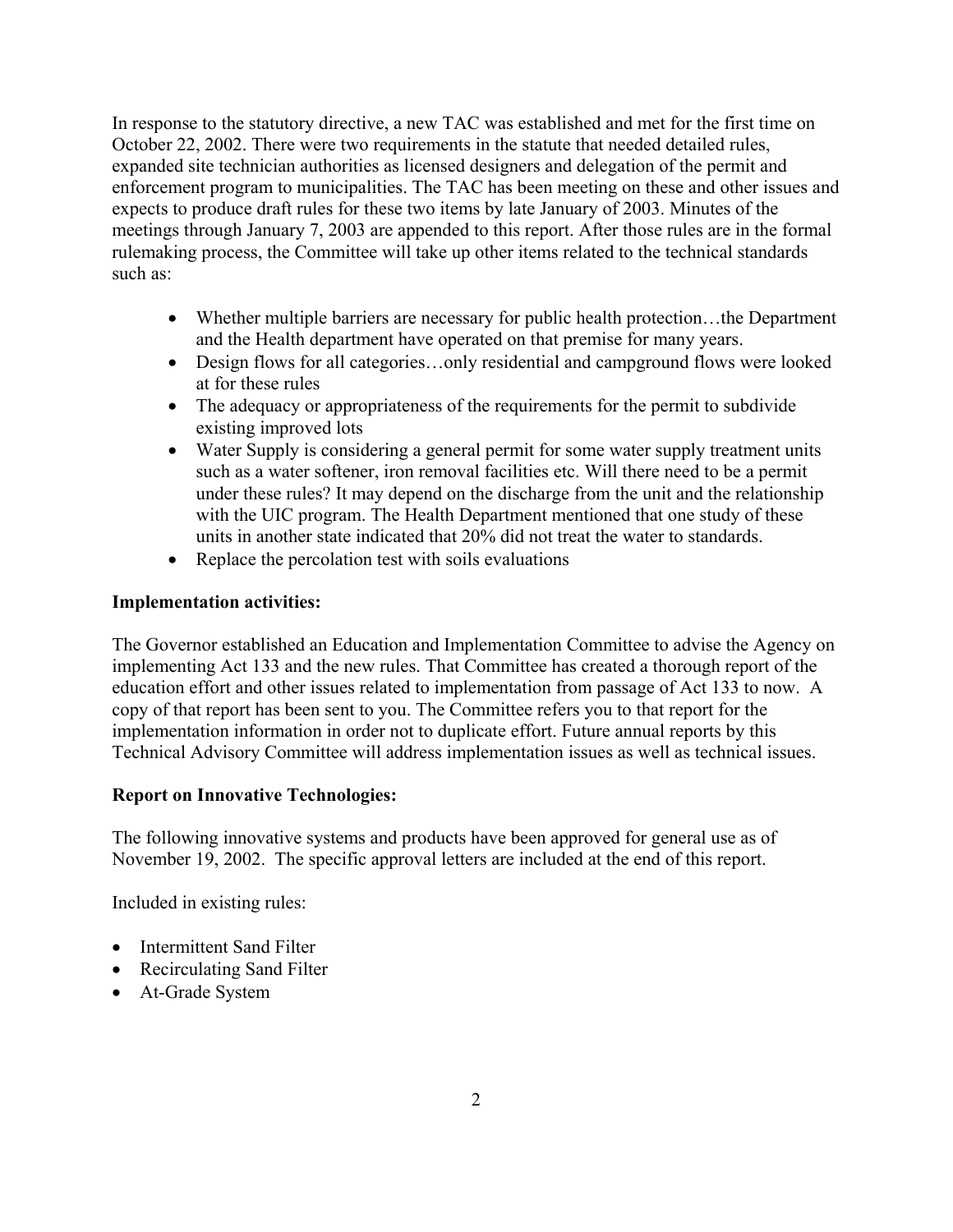In response to the statutory directive, a new TAC was established and met for the first time on October 22, 2002. There were two requirements in the statute that needed detailed rules, expanded site technician authorities as licensed designers and delegation of the permit and enforcement program to municipalities. The TAC has been meeting on these and other issues and expects to produce draft rules for these two items by late January of 2003. Minutes of the meetings through January 7, 2003 are appended to this report. After those rules are in the formal rulemaking process, the Committee will take up other items related to the technical standards such as:

- Whether multiple barriers are necessary for public health protection…the Department and the Health department have operated on that premise for many years.
- Design flows for all categories…only residential and campground flows were looked at for these rules
- The adequacy or appropriateness of the requirements for the permit to subdivide existing improved lots
- Water Supply is considering a general permit for some water supply treatment units such as a water softener, iron removal facilities etc. Will there need to be a permit under these rules? It may depend on the discharge from the unit and the relationship with the UIC program. The Health Department mentioned that one study of these units in another state indicated that 20% did not treat the water to standards.
- Replace the percolation test with soils evaluations

**Implementation activities:**

The Governor established an Education and Implementation Committee to advise the Agency on implementing Act 133 and the new rules. That Committee has created a thorough report of the education effort and other issues related to implementation from passage of Act 133 to now. A copy of that report has been sent to you. The Committee refers you to that report for the implementation information in order not to duplicate effort. Future annual reports by this Technical Advisory Committee will address implementation issues as well as technical issues.

**Report on Innovative Technologies:**

The following innovative systems and products have been approved for general use as of November 19, 2002. The specific approval letters are included at the end of this report.

Included in existing rules:

- Intermittent Sand Filter
- Recirculating Sand Filter
- At-Grade System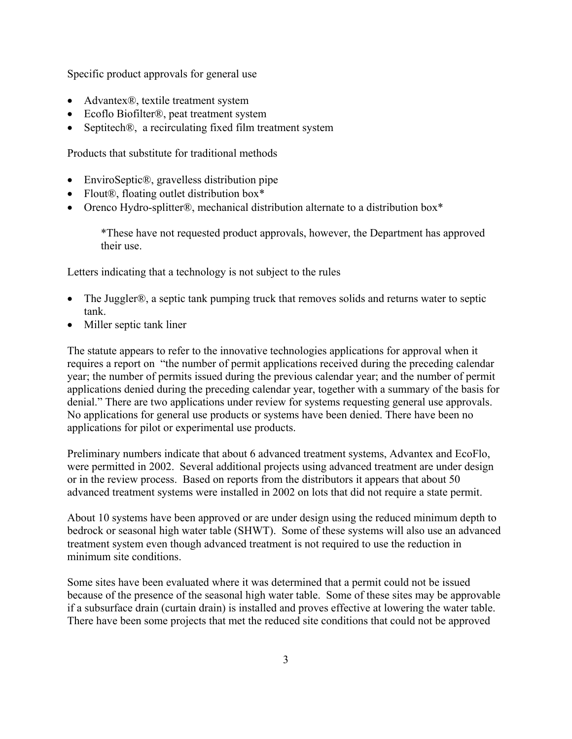Specific product approvals for general use

- Advantex®, textile treatment system
- Ecoflo Biofilter®, peat treatment system
- Septitech®,  a recirculating fixed film treatment system

Products that substitute for traditional methods

- EnviroSeptic®, gravelless distribution pipe
- Flout®, floating outlet distribution box*
- Orenco Hydro-splitter®, mechanical distribution alternate to a distribution box*

> *These have not requested product approvals, however, the Department has approved their use.

Letters indicating that a technology is not subject to the rules

- The Juggler®, a septic tank pumping truck that removes solids and returns water to septic tank.
- Miller septic tank liner

The statute appears to refer to the innovative technologies applications for approval when it requires a report on  "the number of permit applications received during the preceding calendar year; the number of permits issued during the previous calendar year; and the number of permit applications denied during the preceding calendar year, together with a summary of the basis for denial." There are two applications under review for systems requesting general use approvals. No applications for general use products or systems have been denied. There have been no applications for pilot or experimental use products.

Preliminary numbers indicate that about 6 advanced treatment systems, Advantex and EcoFlo, were permitted in 2002.  Several additional projects using advanced treatment are under design or in the review process.  Based on reports from the distributors it appears that about 50 advanced treatment systems were installed in 2002 on lots that did not require a state permit.

About 10 systems have been approved or are under design using the reduced minimum depth to bedrock or seasonal high water table (SHWT).  Some of these systems will also use an advanced treatment system even though advanced treatment is not required to use the reduction in minimum site conditions.

Some sites have been evaluated where it was determined that a permit could not be issued because of the presence of the seasonal high water table.  Some of these sites may be approvable if a subsurface drain (curtain drain) is installed and proves effective at lowering the water table. There have been some projects that met the reduced site conditions that could not be approved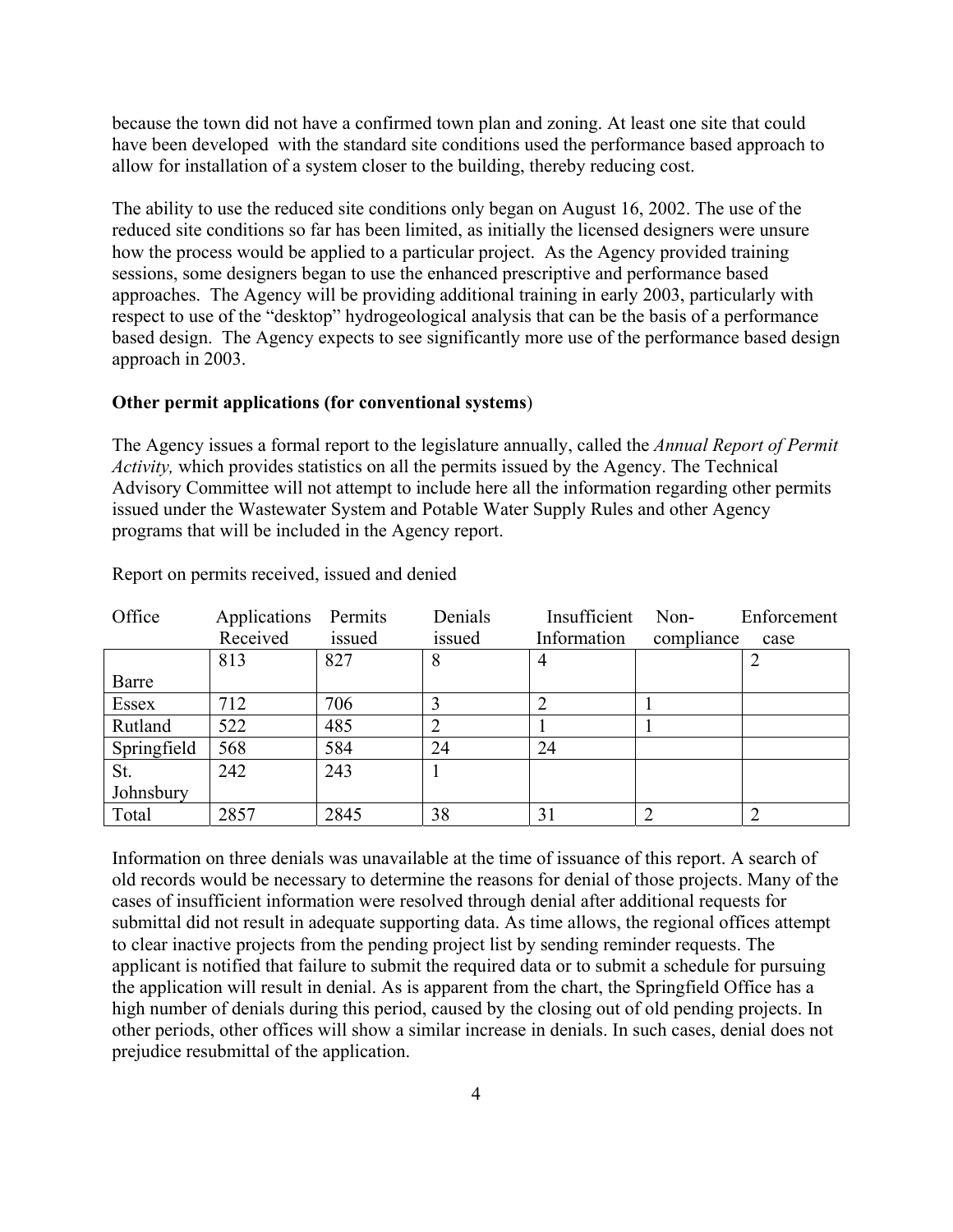because the town did not have a confirmed town plan and zoning. At least one site that could have been developed with the standard site conditions used the performance based approach to allow for installation of a system closer to the building, thereby reducing cost.

The ability to use the reduced site conditions only began on August 16, 2002. The use of the reduced site conditions so far has been limited, as initially the licensed designers were unsure how the process would be applied to a particular project. As the Agency provided training sessions, some designers began to use the enhanced prescriptive and performance based approaches. The Agency will be providing additional training in early 2003, particularly with respect to use of the "desktop" hydrogeological analysis that can be the basis of a performance based design. The Agency expects to see significantly more use of the performance based design approach in 2003.

**Other permit applications (for conventional systems**)

The Agency issues a formal report to the legislature annually, called the *Annual Report of Permit Activity,* which provides statistics on all the permits issued by the Agency. The Technical Advisory Committee will not attempt to include here all the information regarding other permits issued under the Wastewater System and Potable Water Supply Rules and other Agency programs that will be included in the Agency report.

Report on permits received, issued and denied

| Office | Applications Received | Permits issued | Denials issued | Insufficient Information | Non-compliance | Enforcement case |
|---|---|---|---|---|---|---|
| Barre | 813 | 827 | 8 | 4 | | 2 |
| Essex | 712 | 706 | 3 | 2 | 1 | |
| Rutland | 522 | 485 | 2 | 1 | 1 | |
| Springfield | 568 | 584 | 24 | 24 | | |
| St. Johnsbury | 242 | 243 | 1 | | | |
| Total | 2857 | 2845 | 38 | 31 | 2 | 2 |

Information on three denials was unavailable at the time of issuance of this report. A search of old records would be necessary to determine the reasons for denial of those projects. Many of the cases of insufficient information were resolved through denial after additional requests for submittal did not result in adequate supporting data. As time allows, the regional offices attempt to clear inactive projects from the pending project list by sending reminder requests. The applicant is notified that failure to submit the required data or to submit a schedule for pursuing the application will result in denial. As is apparent from the chart, the Springfield Office has a high number of denials during this period, caused by the closing out of old pending projects. In other periods, other offices will show a similar increase in denials. In such cases, denial does not prejudice resubmittal of the application.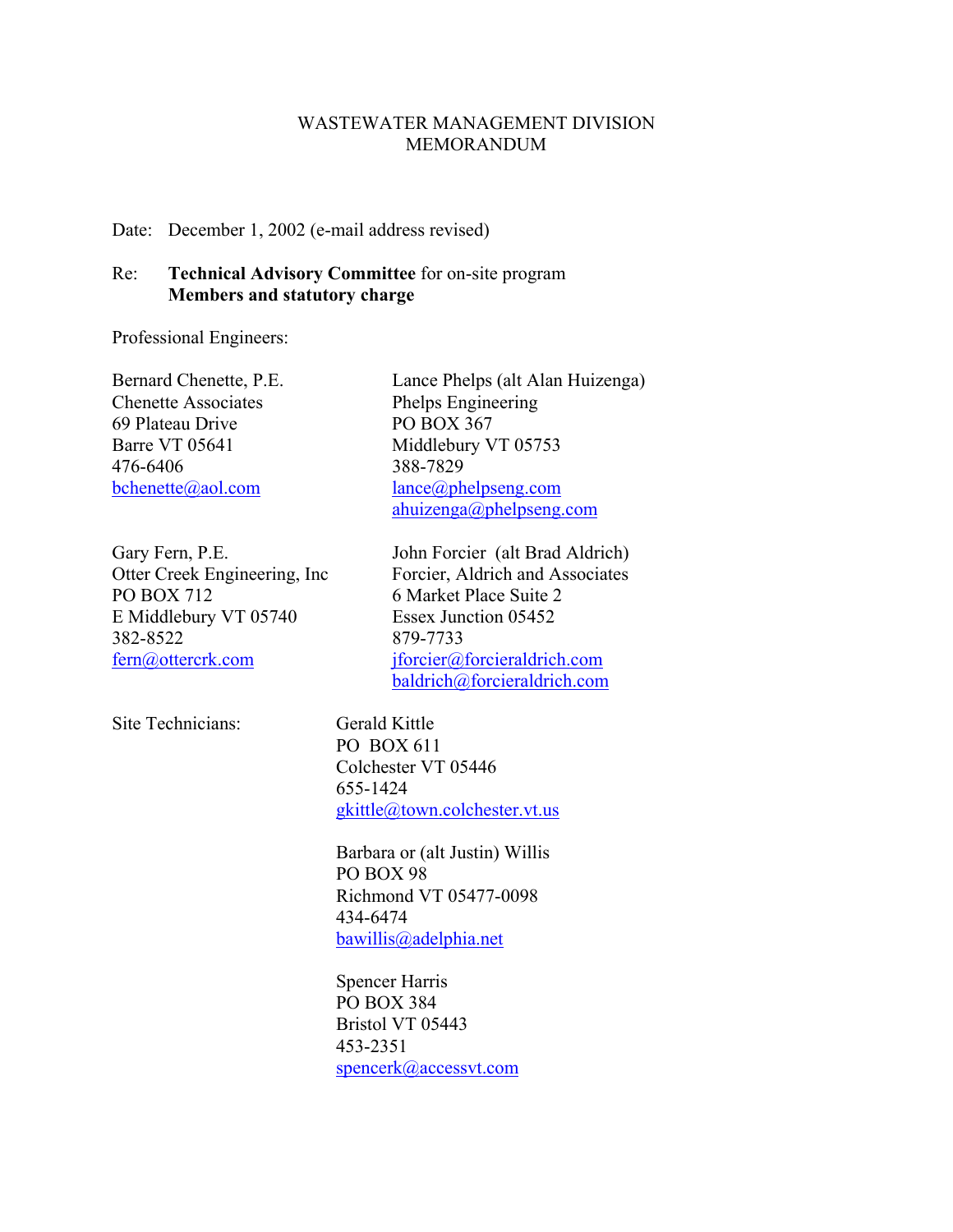WASTEWATER MANAGEMENT DIVISION
MEMORANDUM

Date: December 1, 2002 (e-mail address revised)

Re: **Technical Advisory Committee** for on-site program
**Members and statutory charge**

Professional Engineers:

Bernard Chenette, P.E.
Chenette Associates
69 Plateau Drive
Barre VT 05641
476-6406
bchenette@aol.com

Lance Phelps (alt Alan Huizenga)
Phelps Engineering
PO BOX 367
Middlebury VT 05753
388-7829
lance@phelpseng.com
ahuizenga@phelpseng.com

Gary Fern, P.E.
Otter Creek Engineering, Inc
PO BOX 712
E Middlebury VT 05740
382-8522
fern@ottercrk.com

John Forcier (alt Brad Aldrich)
Forcier, Aldrich and Associates
6 Market Place Suite 2
Essex Junction 05452
879-7733
jforcier@forcieraldrich.com
baldrich@forcieraldrich.com

Site Technicians:

Gerald Kittle
PO BOX 611
Colchester VT 05446
655-1424
gkittle@town.colchester.vt.us

Barbara or (alt Justin) Willis
PO BOX 98
Richmond VT 05477-0098
434-6474
bawillis@adelphia.net

Spencer Harris
PO BOX 384
Bristol VT 05443
453-2351
spencerk@accessvt.com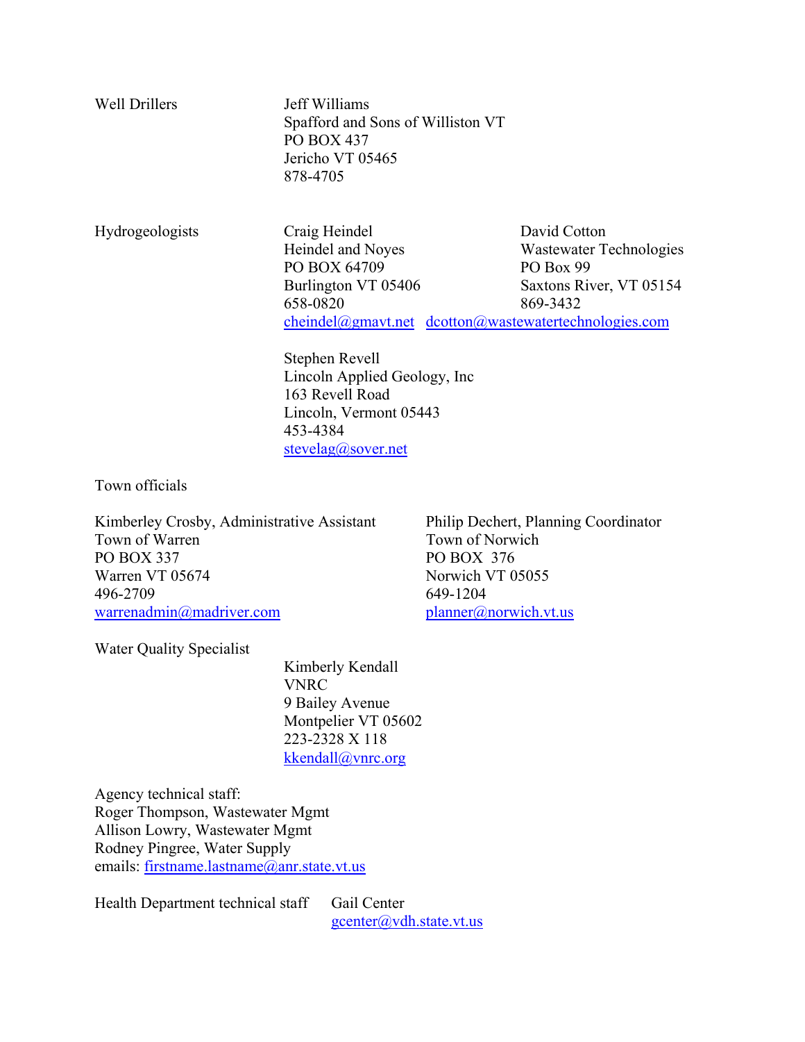Well Drillers

Jeff Williams
Spafford and Sons of Williston VT
PO BOX 437
Jericho VT 05465
878-4705

Hydrogeologists

Craig Heindel
Heindel and Noyes
PO BOX 64709
Burlington VT 05406
658-0820
cheindel@gmavt.net

David Cotton
Wastewater Technologies
PO Box 99
Saxtons River, VT 05154
869-3432
dcotton@wastewatertechnologies.com

Stephen Revell
Lincoln Applied Geology, Inc
163 Revell Road
Lincoln, Vermont 05443
453-4384
stevelag@sover.net

Town officials

Kimberley Crosby, Administrative Assistant
Town of Warren
PO BOX 337
Warren VT 05674
496-2709
warrenadmin@madriver.com

Philip Dechert, Planning Coordinator
Town of Norwich
PO BOX 376
Norwich VT 05055
649-1204
planner@norwich.vt.us

Water Quality Specialist

Kimberly Kendall
VNRC
9 Bailey Avenue
Montpelier VT 05602
223-2328 X 118
kkendall@vnrc.org

Agency technical staff:
Roger Thompson, Wastewater Mgmt
Allison Lowry, Wastewater Mgmt
Rodney Pingree, Water Supply
emails: firstname.lastname@anr.state.vt.us

Health Department technical staff

Gail Center
gcenter@vdh.state.vt.us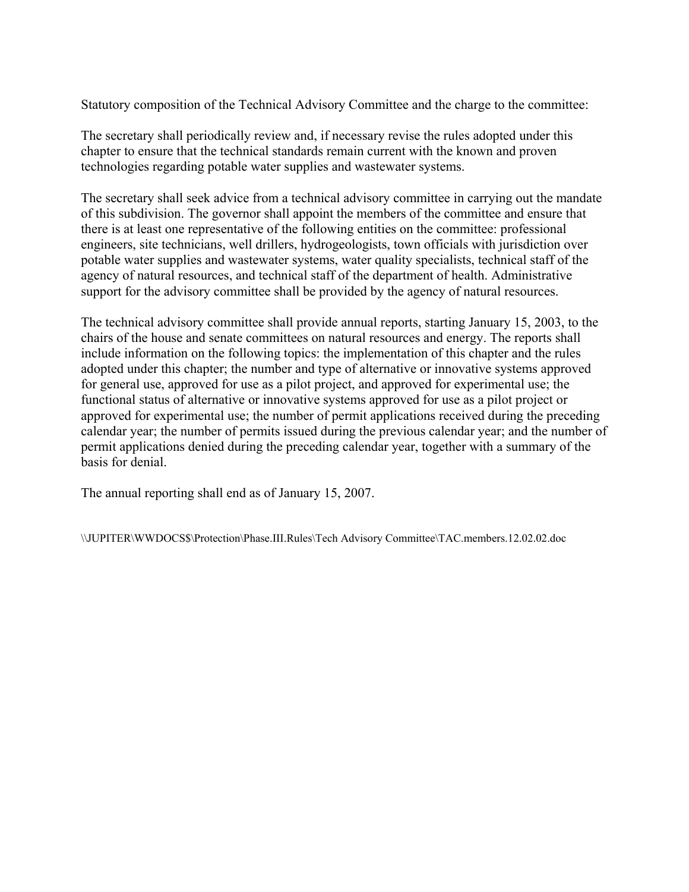Statutory composition of the Technical Advisory Committee and the charge to the committee:

The secretary shall periodically review and, if necessary revise the rules adopted under this chapter to ensure that the technical standards remain current with the known and proven technologies regarding potable water supplies and wastewater systems.

The secretary shall seek advice from a technical advisory committee in carrying out the mandate of this subdivision. The governor shall appoint the members of the committee and ensure that there is at least one representative of the following entities on the committee: professional engineers, site technicians, well drillers, hydrogeologists, town officials with jurisdiction over potable water supplies and wastewater systems, water quality specialists, technical staff of the agency of natural resources, and technical staff of the department of health. Administrative support for the advisory committee shall be provided by the agency of natural resources.

The technical advisory committee shall provide annual reports, starting January 15, 2003, to the chairs of the house and senate committees on natural resources and energy. The reports shall include information on the following topics: the implementation of this chapter and the rules adopted under this chapter; the number and type of alternative or innovative systems approved for general use, approved for use as a pilot project, and approved for experimental use; the functional status of alternative or innovative systems approved for use as a pilot project or approved for experimental use; the number of permit applications received during the preceding calendar year; the number of permits issued during the previous calendar year; and the number of permit applications denied during the preceding calendar year, together with a summary of the basis for denial.

The annual reporting shall end as of January 15, 2007.

\\JUPITER\WWDOCS$\Protection\Phase.III.Rules\Tech Advisory Committee\TAC.members.12.02.02.doc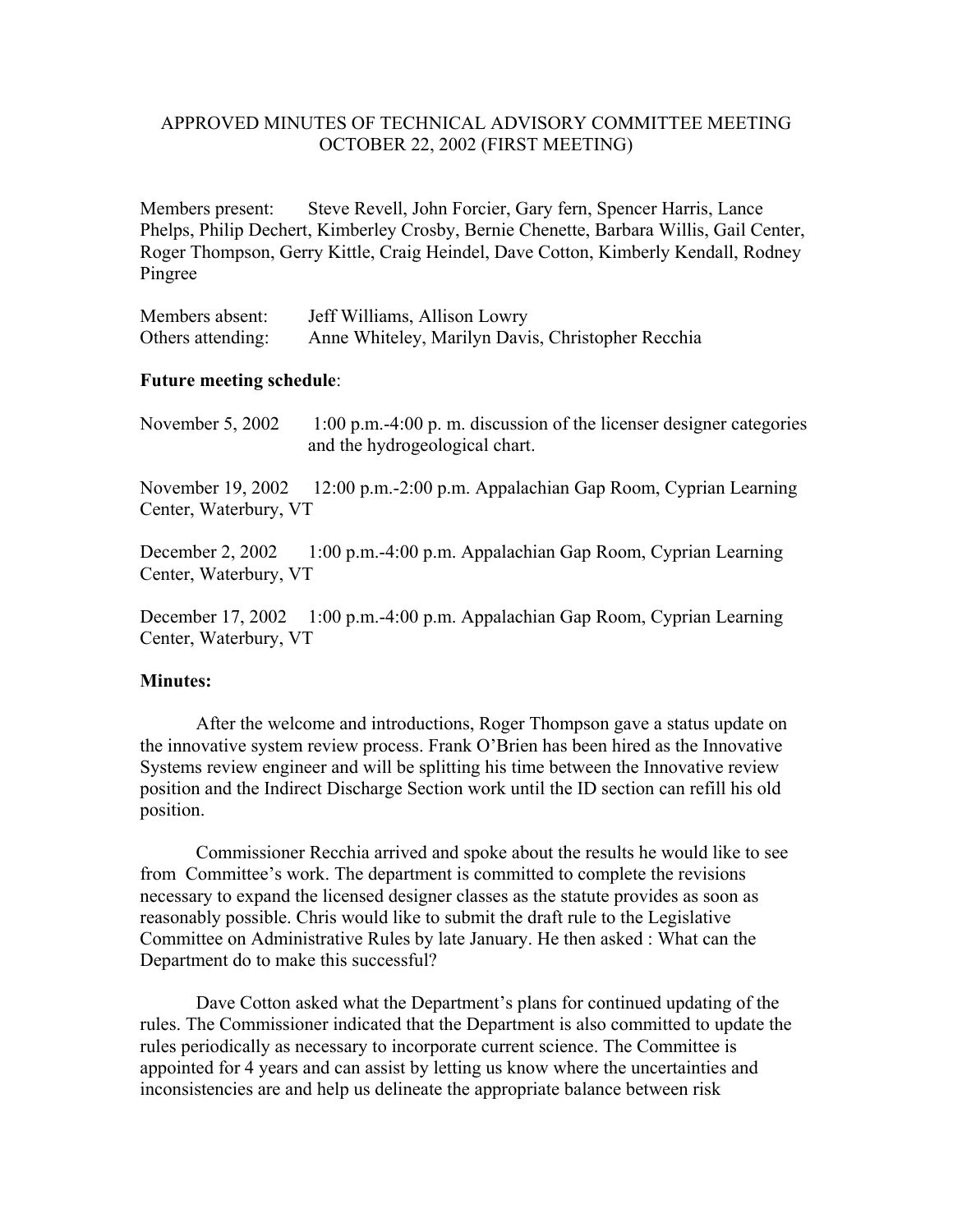APPROVED MINUTES OF TECHNICAL ADVISORY COMMITTEE MEETING
OCTOBER 22, 2002 (FIRST MEETING)

Members present: Steve Revell, John Forcier, Gary fern, Spencer Harris, Lance Phelps, Philip Dechert, Kimberley Crosby, Bernie Chenette, Barbara Willis, Gail Center, Roger Thompson, Gerry Kittle, Craig Heindel, Dave Cotton, Kimberly Kendall, Rodney Pingree

Members absent: Jeff Williams, Allison Lowry
Others attending: Anne Whiteley, Marilyn Davis, Christopher Recchia

**Future meeting schedule**:

November 5, 2002 1:00 p.m.-4:00 p. m. discussion of the licenser designer categories and the hydrogeological chart.

November 19, 2002 12:00 p.m.-2:00 p.m. Appalachian Gap Room, Cyprian Learning Center, Waterbury, VT

December 2, 2002 1:00 p.m.-4:00 p.m. Appalachian Gap Room, Cyprian Learning Center, Waterbury, VT

December 17, 2002 1:00 p.m.-4:00 p.m. Appalachian Gap Room, Cyprian Learning Center, Waterbury, VT

**Minutes:**

After the welcome and introductions, Roger Thompson gave a status update on the innovative system review process. Frank O'Brien has been hired as the Innovative Systems review engineer and will be splitting his time between the Innovative review position and the Indirect Discharge Section work until the ID section can refill his old position.

Commissioner Recchia arrived and spoke about the results he would like to see from Committee's work. The department is committed to complete the revisions necessary to expand the licensed designer classes as the statute provides as soon as reasonably possible. Chris would like to submit the draft rule to the Legislative Committee on Administrative Rules by late January. He then asked : What can the Department do to make this successful?

Dave Cotton asked what the Department's plans for continued updating of the rules. The Commissioner indicated that the Department is also committed to update the rules periodically as necessary to incorporate current science. The Committee is appointed for 4 years and can assist by letting us know where the uncertainties and inconsistencies are and help us delineate the appropriate balance between risk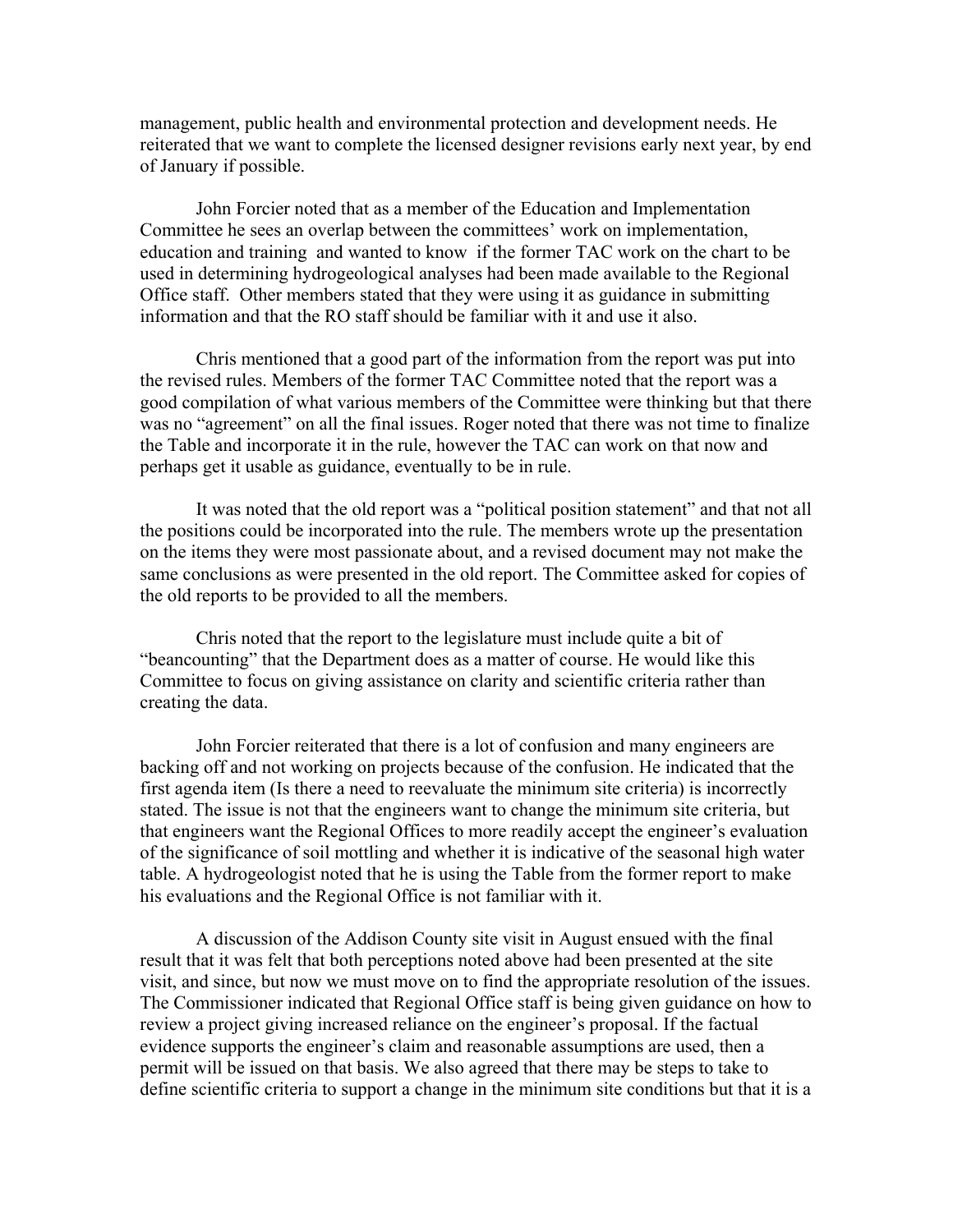management, public health and environmental protection and development needs. He reiterated that we want to complete the licensed designer revisions early next year, by end of January if possible.

John Forcier noted that as a member of the Education and Implementation Committee he sees an overlap between the committees' work on implementation, education and training and wanted to know if the former TAC work on the chart to be used in determining hydrogeological analyses had been made available to the Regional Office staff. Other members stated that they were using it as guidance in submitting information and that the RO staff should be familiar with it and use it also.

Chris mentioned that a good part of the information from the report was put into the revised rules. Members of the former TAC Committee noted that the report was a good compilation of what various members of the Committee were thinking but that there was no "agreement" on all the final issues. Roger noted that there was not time to finalize the Table and incorporate it in the rule, however the TAC can work on that now and perhaps get it usable as guidance, eventually to be in rule.

It was noted that the old report was a "political position statement" and that not all the positions could be incorporated into the rule. The members wrote up the presentation on the items they were most passionate about, and a revised document may not make the same conclusions as were presented in the old report. The Committee asked for copies of the old reports to be provided to all the members.

Chris noted that the report to the legislature must include quite a bit of "beancounting" that the Department does as a matter of course. He would like this Committee to focus on giving assistance on clarity and scientific criteria rather than creating the data.

John Forcier reiterated that there is a lot of confusion and many engineers are backing off and not working on projects because of the confusion. He indicated that the first agenda item (Is there a need to reevaluate the minimum site criteria) is incorrectly stated. The issue is not that the engineers want to change the minimum site criteria, but that engineers want the Regional Offices to more readily accept the engineer's evaluation of the significance of soil mottling and whether it is indicative of the seasonal high water table. A hydrogeologist noted that he is using the Table from the former report to make his evaluations and the Regional Office is not familiar with it.

A discussion of the Addison County site visit in August ensued with the final result that it was felt that both perceptions noted above had been presented at the site visit, and since, but now we must move on to find the appropriate resolution of the issues. The Commissioner indicated that Regional Office staff is being given guidance on how to review a project giving increased reliance on the engineer's proposal. If the factual evidence supports the engineer's claim and reasonable assumptions are used, then a permit will be issued on that basis. We also agreed that there may be steps to take to define scientific criteria to support a change in the minimum site conditions but that it is a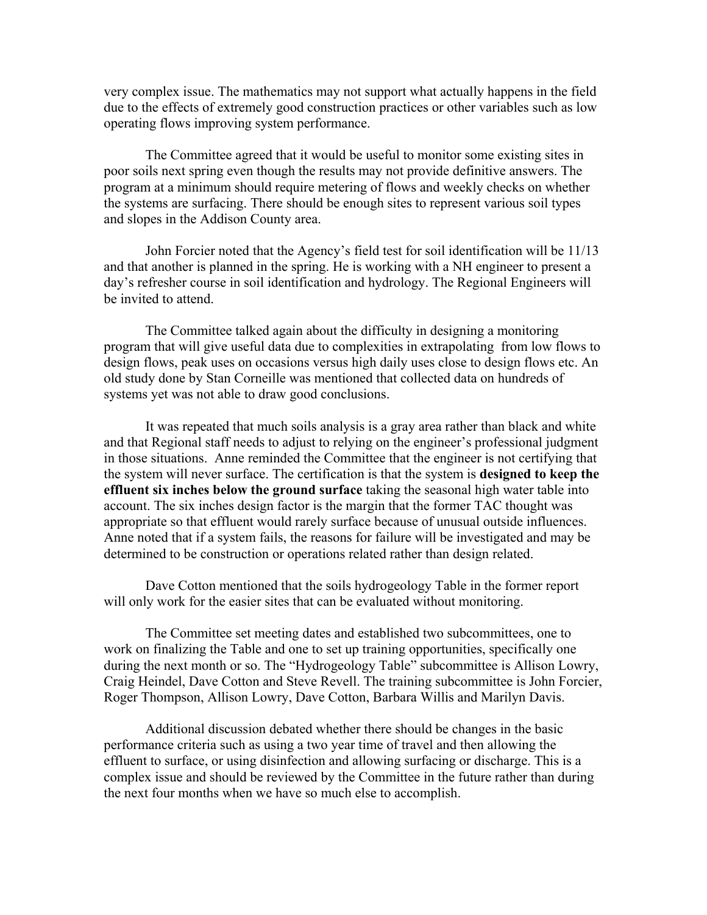very complex issue. The mathematics may not support what actually happens in the field due to the effects of extremely good construction practices or other variables such as low operating flows improving system performance.

The Committee agreed that it would be useful to monitor some existing sites in poor soils next spring even though the results may not provide definitive answers. The program at a minimum should require metering of flows and weekly checks on whether the systems are surfacing. There should be enough sites to represent various soil types and slopes in the Addison County area.

John Forcier noted that the Agency's field test for soil identification will be 11/13 and that another is planned in the spring. He is working with a NH engineer to present a day's refresher course in soil identification and hydrology. The Regional Engineers will be invited to attend.

The Committee talked again about the difficulty in designing a monitoring program that will give useful data due to complexities in extrapolating from low flows to design flows, peak uses on occasions versus high daily uses close to design flows etc. An old study done by Stan Corneille was mentioned that collected data on hundreds of systems yet was not able to draw good conclusions.

It was repeated that much soils analysis is a gray area rather than black and white and that Regional staff needs to adjust to relying on the engineer's professional judgment in those situations. Anne reminded the Committee that the engineer is not certifying that the system will never surface. The certification is that the system is **designed to keep the effluent six inches below the ground surface** taking the seasonal high water table into account. The six inches design factor is the margin that the former TAC thought was appropriate so that effluent would rarely surface because of unusual outside influences. Anne noted that if a system fails, the reasons for failure will be investigated and may be determined to be construction or operations related rather than design related.

Dave Cotton mentioned that the soils hydrogeology Table in the former report will only work for the easier sites that can be evaluated without monitoring.

The Committee set meeting dates and established two subcommittees, one to work on finalizing the Table and one to set up training opportunities, specifically one during the next month or so. The "Hydrogeology Table" subcommittee is Allison Lowry, Craig Heindel, Dave Cotton and Steve Revell. The training subcommittee is John Forcier, Roger Thompson, Allison Lowry, Dave Cotton, Barbara Willis and Marilyn Davis.

Additional discussion debated whether there should be changes in the basic performance criteria such as using a two year time of travel and then allowing the effluent to surface, or using disinfection and allowing surfacing or discharge. This is a complex issue and should be reviewed by the Committee in the future rather than during the next four months when we have so much else to accomplish.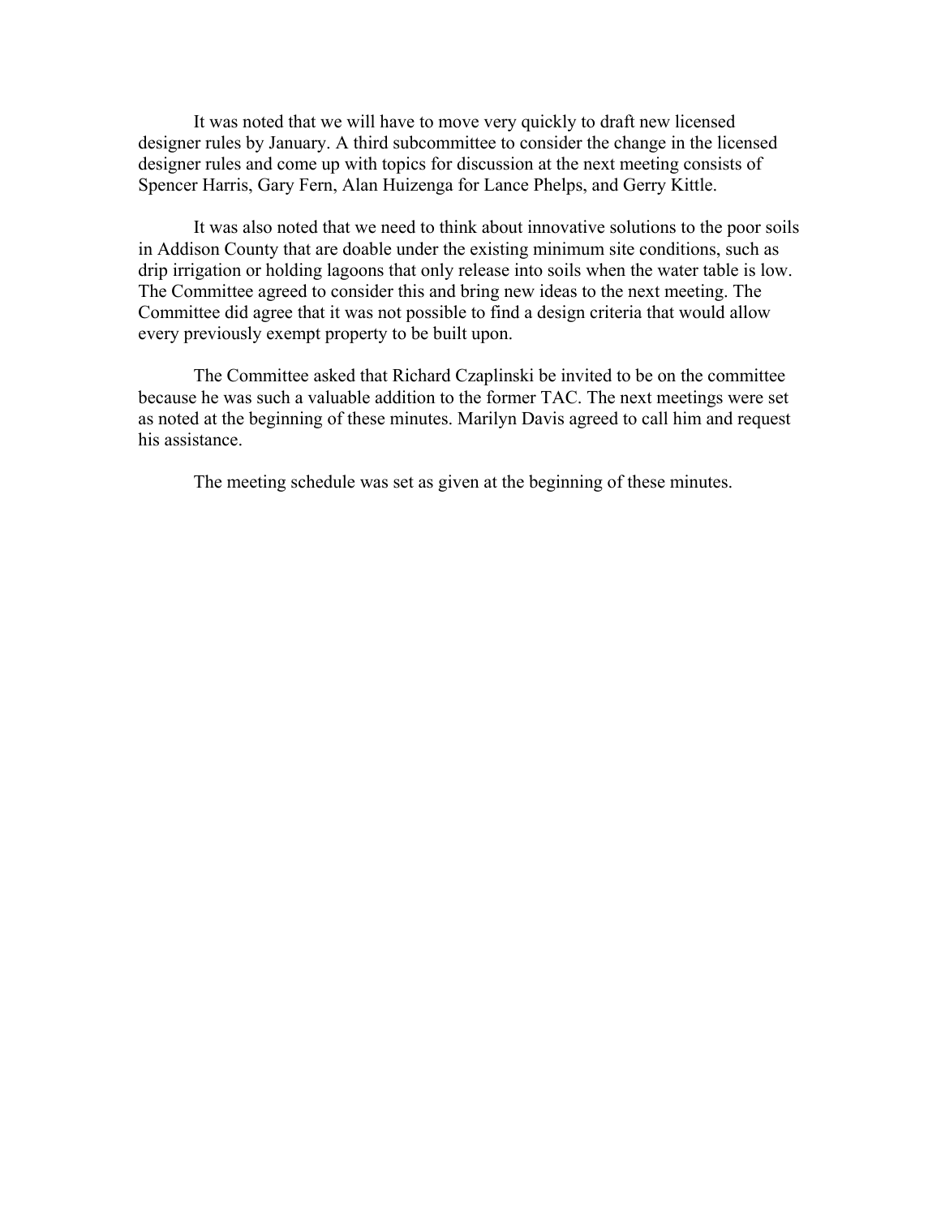It was noted that we will have to move very quickly to draft new licensed designer rules by January. A third subcommittee to consider the change in the licensed designer rules and come up with topics for discussion at the next meeting consists of Spencer Harris, Gary Fern, Alan Huizenga for Lance Phelps, and Gerry Kittle.

It was also noted that we need to think about innovative solutions to the poor soils in Addison County that are doable under the existing minimum site conditions, such as drip irrigation or holding lagoons that only release into soils when the water table is low. The Committee agreed to consider this and bring new ideas to the next meeting. The Committee did agree that it was not possible to find a design criteria that would allow every previously exempt property to be built upon.

The Committee asked that Richard Czaplinski be invited to be on the committee because he was such a valuable addition to the former TAC. The next meetings were set as noted at the beginning of these minutes. Marilyn Davis agreed to call him and request his assistance.

The meeting schedule was set as given at the beginning of these minutes.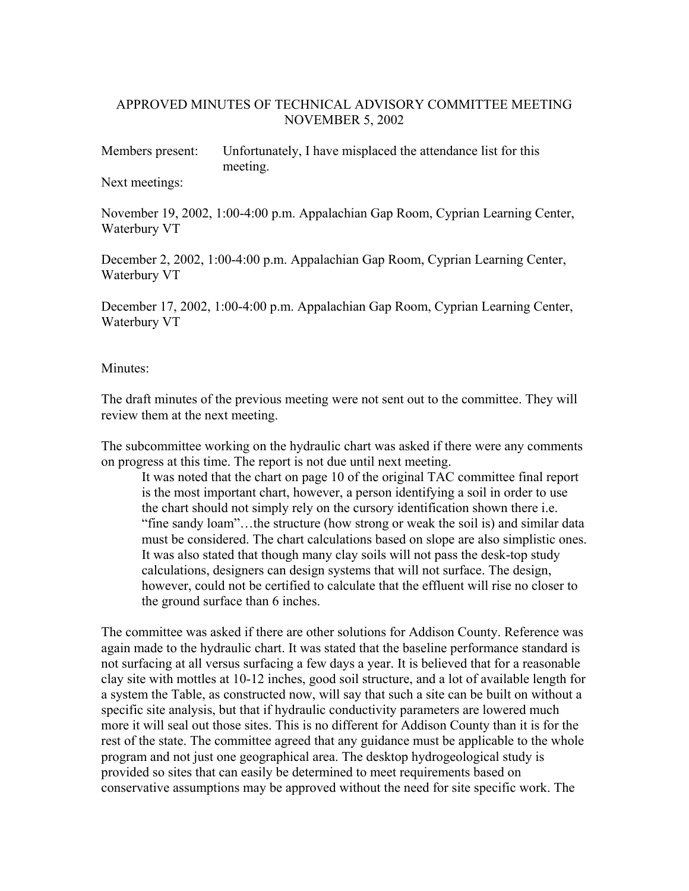# APPROVED MINUTES OF TECHNICAL ADVISORY COMMITTEE MEETING NOVEMBER 5, 2002

Members present: Unfortunately, I have misplaced the attendance list for this meeting.

Next meetings:

November 19, 2002, 1:00-4:00 p.m. Appalachian Gap Room, Cyprian Learning Center, Waterbury VT

December 2, 2002, 1:00-4:00 p.m. Appalachian Gap Room, Cyprian Learning Center, Waterbury VT

December 17, 2002, 1:00-4:00 p.m. Appalachian Gap Room, Cyprian Learning Center, Waterbury VT

Minutes:

The draft minutes of the previous meeting were not sent out to the committee. They will review them at the next meeting.

The subcommittee working on the hydraulic chart was asked if there were any comments on progress at this time. The report is not due until next meeting.

> It was noted that the chart on page 10 of the original TAC committee final report is the most important chart, however, a person identifying a soil in order to use the chart should not simply rely on the cursory identification shown there i.e. "fine sandy loam"…the structure (how strong or weak the soil is) and similar data must be considered. The chart calculations based on slope are also simplistic ones. It was also stated that though many clay soils will not pass the desk-top study calculations, designers can design systems that will not surface. The design, however, could not be certified to calculate that the effluent will rise no closer to the ground surface than 6 inches.

The committee was asked if there are other solutions for Addison County. Reference was again made to the hydraulic chart. It was stated that the baseline performance standard is not surfacing at all versus surfacing a few days a year. It is believed that for a reasonable clay site with mottles at 10-12 inches, good soil structure, and a lot of available length for a system the Table, as constructed now, will say that such a site can be built on without a specific site analysis, but that if hydraulic conductivity parameters are lowered much more it will seal out those sites. This is no different for Addison County than it is for the rest of the state. The committee agreed that any guidance must be applicable to the whole program and not just one geographical area. The desktop hydrogeological study is provided so sites that can easily be determined to meet requirements based on conservative assumptions may be approved without the need for site specific work. The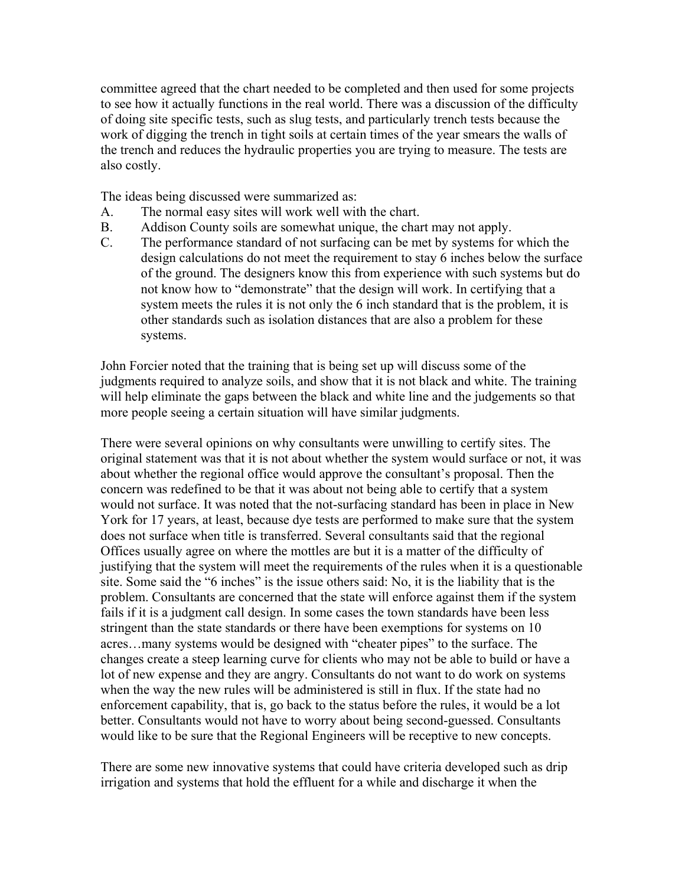committee agreed that the chart needed to be completed and then used for some projects to see how it actually functions in the real world. There was a discussion of the difficulty of doing site specific tests, such as slug tests, and particularly trench tests because the work of digging the trench in tight soils at certain times of the year smears the walls of the trench and reduces the hydraulic properties you are trying to measure. The tests are also costly.

The ideas being discussed were summarized as:

A. The normal easy sites will work well with the chart.
B. Addison County soils are somewhat unique, the chart may not apply.
C. The performance standard of not surfacing can be met by systems for which the design calculations do not meet the requirement to stay 6 inches below the surface of the ground. The designers know this from experience with such systems but do not know how to "demonstrate" that the design will work. In certifying that a system meets the rules it is not only the 6 inch standard that is the problem, it is other standards such as isolation distances that are also a problem for these systems.

John Forcier noted that the training that is being set up will discuss some of the judgments required to analyze soils, and show that it is not black and white. The training will help eliminate the gaps between the black and white line and the judgements so that more people seeing a certain situation will have similar judgments.

There were several opinions on why consultants were unwilling to certify sites. The original statement was that it is not about whether the system would surface or not, it was about whether the regional office would approve the consultant's proposal. Then the concern was redefined to be that it was about not being able to certify that a system would not surface. It was noted that the not-surfacing standard has been in place in New York for 17 years, at least, because dye tests are performed to make sure that the system does not surface when title is transferred. Several consultants said that the regional Offices usually agree on where the mottles are but it is a matter of the difficulty of justifying that the system will meet the requirements of the rules when it is a questionable site. Some said the "6 inches" is the issue others said: No, it is the liability that is the problem. Consultants are concerned that the state will enforce against them if the system fails if it is a judgment call design. In some cases the town standards have been less stringent than the state standards or there have been exemptions for systems on 10 acres…many systems would be designed with "cheater pipes" to the surface. The changes create a steep learning curve for clients who may not be able to build or have a lot of new expense and they are angry. Consultants do not want to do work on systems when the way the new rules will be administered is still in flux. If the state had no enforcement capability, that is, go back to the status before the rules, it would be a lot better. Consultants would not have to worry about being second-guessed. Consultants would like to be sure that the Regional Engineers will be receptive to new concepts.

There are some new innovative systems that could have criteria developed such as drip irrigation and systems that hold the effluent for a while and discharge it when the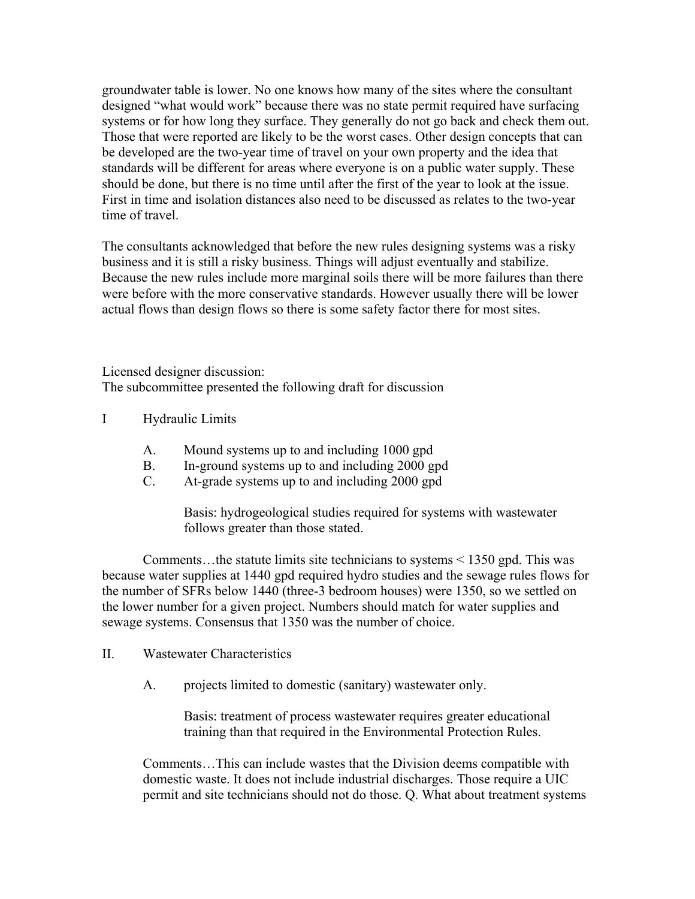groundwater table is lower. No one knows how many of the sites where the consultant designed "what would work" because there was no state permit required have surfacing systems or for how long they surface. They generally do not go back and check them out. Those that were reported are likely to be the worst cases. Other design concepts that can be developed are the two-year time of travel on your own property and the idea that standards will be different for areas where everyone is on a public water supply. These should be done, but there is no time until after the first of the year to look at the issue. First in time and isolation distances also need to be discussed as relates to the two-year time of travel.

The consultants acknowledged that before the new rules designing systems was a risky business and it is still a risky business. Things will adjust eventually and stabilize. Because the new rules include more marginal soils there will be more failures than there were before with the more conservative standards. However usually there will be lower actual flows than design flows so there is some safety factor there for most sites.

Licensed designer discussion:
The subcommittee presented the following draft for discussion

I Hydraulic Limits

A. Mound systems up to and including 1000 gpd
B. In-ground systems up to and including 2000 gpd
C. At-grade systems up to and including 2000 gpd

Basis: hydrogeological studies required for systems with wastewater follows greater than those stated.

Comments…the statute limits site technicians to systems < 1350 gpd. This was because water supplies at 1440 gpd required hydro studies and the sewage rules flows for the number of SFRs below 1440 (three-3 bedroom houses) were 1350, so we settled on the lower number for a given project. Numbers should match for water supplies and sewage systems. Consensus that 1350 was the number of choice.

II. Wastewater Characteristics

A. projects limited to domestic (sanitary) wastewater only.

Basis: treatment of process wastewater requires greater educational training than that required in the Environmental Protection Rules.

Comments…This can include wastes that the Division deems compatible with domestic waste. It does not include industrial discharges. Those require a UIC permit and site technicians should not do those. Q. What about treatment systems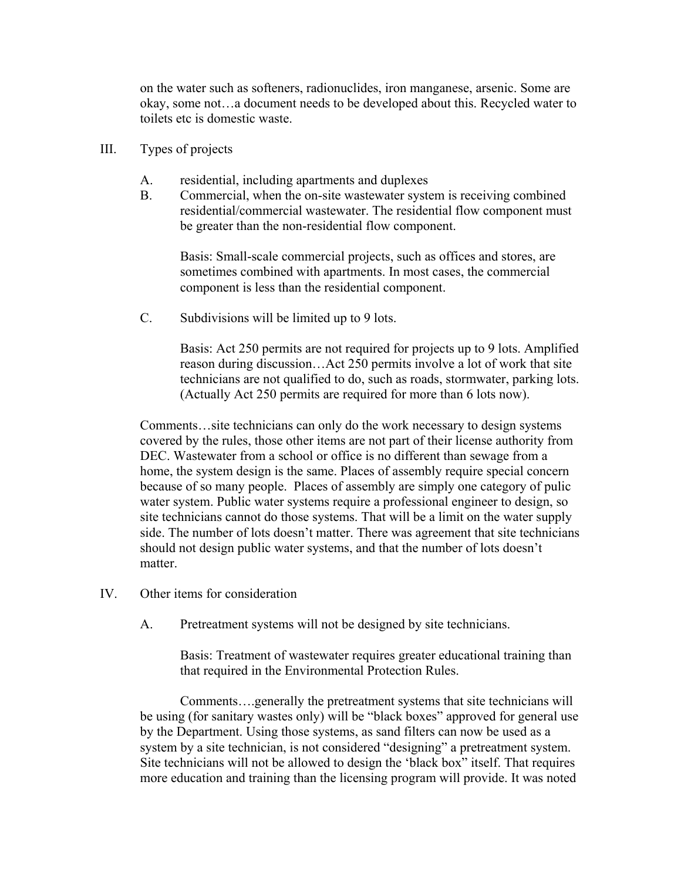on the water such as softeners, radionuclides, iron manganese, arsenic. Some are okay, some not…a document needs to be developed about this. Recycled water to toilets etc is domestic waste.

III. Types of projects

A. residential, including apartments and duplexes

B. Commercial, when the on-site wastewater system is receiving combined residential/commercial wastewater. The residential flow component must be greater than the non-residential flow component.

Basis: Small-scale commercial projects, such as offices and stores, are sometimes combined with apartments. In most cases, the commercial component is less than the residential component.

C. Subdivisions will be limited up to 9 lots.

Basis: Act 250 permits are not required for projects up to 9 lots. Amplified reason during discussion…Act 250 permits involve a lot of work that site technicians are not qualified to do, such as roads, stormwater, parking lots. (Actually Act 250 permits are required for more than 6 lots now).

Comments…site technicians can only do the work necessary to design systems covered by the rules, those other items are not part of their license authority from DEC. Wastewater from a school or office is no different than sewage from a home, the system design is the same. Places of assembly require special concern because of so many people. Places of assembly are simply one category of pulic water system. Public water systems require a professional engineer to design, so site technicians cannot do those systems. That will be a limit on the water supply side. The number of lots doesn't matter. There was agreement that site technicians should not design public water systems, and that the number of lots doesn't matter.

IV. Other items for consideration

A. Pretreatment systems will not be designed by site technicians.

Basis: Treatment of wastewater requires greater educational training than that required in the Environmental Protection Rules.

Comments….generally the pretreatment systems that site technicians will be using (for sanitary wastes only) will be "black boxes" approved for general use by the Department. Using those systems, as sand filters can now be used as a system by a site technician, is not considered "designing" a pretreatment system. Site technicians will not be allowed to design the 'black box" itself. That requires more education and training than the licensing program will provide. It was noted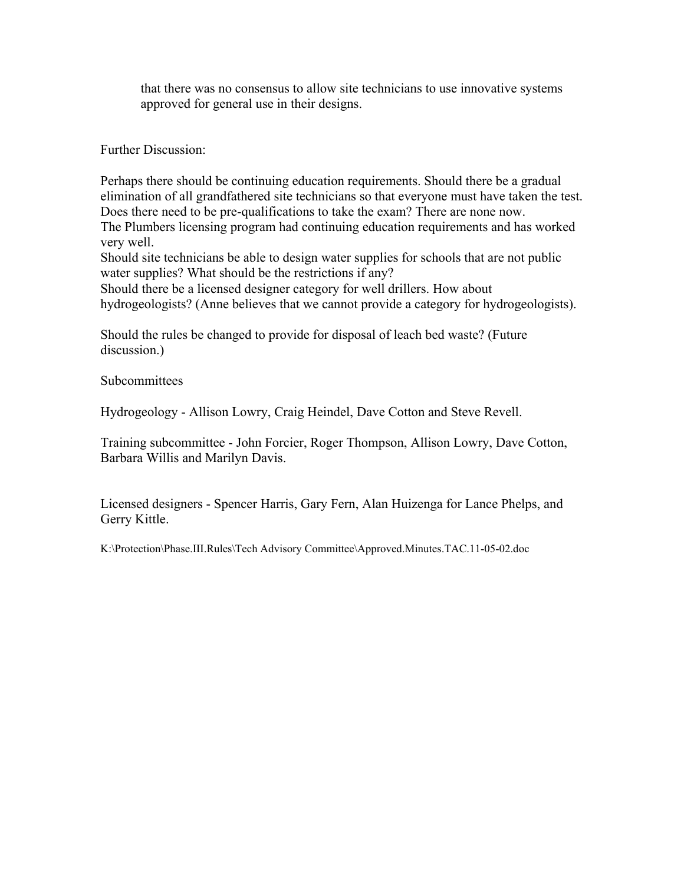that there was no consensus to allow site technicians to use innovative systems approved for general use in their designs.

Further Discussion:

Perhaps there should be continuing education requirements. Should there be a gradual elimination of all grandfathered site technicians so that everyone must have taken the test. Does there need to be pre-qualifications to take the exam? There are none now.
The Plumbers licensing program had continuing education requirements and has worked very well.
Should site technicians be able to design water supplies for schools that are not public water supplies? What should be the restrictions if any?
Should there be a licensed designer category for well drillers. How about hydrogeologists? (Anne believes that we cannot provide a category for hydrogeologists).

Should the rules be changed to provide for disposal of leach bed waste? (Future discussion.)

Subcommittees

Hydrogeology - Allison Lowry, Craig Heindel, Dave Cotton and Steve Revell.

Training subcommittee - John Forcier, Roger Thompson, Allison Lowry, Dave Cotton, Barbara Willis and Marilyn Davis.

Licensed designers - Spencer Harris, Gary Fern, Alan Huizenga for Lance Phelps, and Gerry Kittle.

K:\Protection\Phase.III.Rules\Tech Advisory Committee\Approved.Minutes.TAC.11-05-02.doc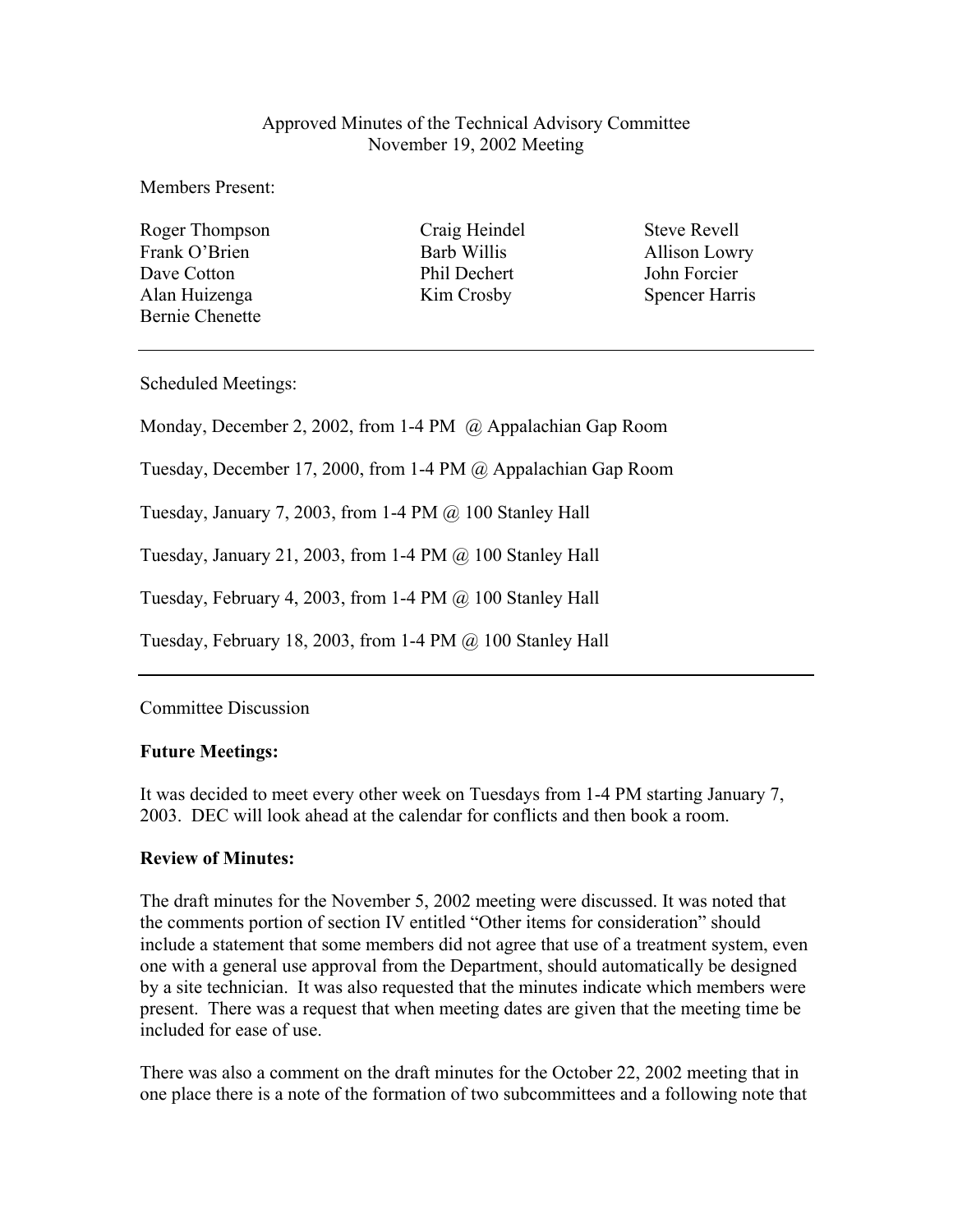Approved Minutes of the Technical Advisory Committee
November 19, 2002 Meeting

Members Present:

Roger Thompson
Frank O'Brien
Dave Cotton
Alan Huizenga
Bernie Chenette
Craig Heindel
Barb Willis
Phil Dechert
Kim Crosby
Steve Revell
Allison Lowry
John Forcier
Spencer Harris

---

Scheduled Meetings:

Monday, December 2, 2002, from 1-4 PM @ Appalachian Gap Room

Tuesday, December 17, 2000, from 1-4 PM @ Appalachian Gap Room

Tuesday, January 7, 2003, from 1-4 PM @ 100 Stanley Hall

Tuesday, January 21, 2003, from 1-4 PM @ 100 Stanley Hall

Tuesday, February 4, 2003, from 1-4 PM @ 100 Stanley Hall

Tuesday, February 18, 2003, from 1-4 PM @ 100 Stanley Hall

---

Committee Discussion

**Future Meetings:**

It was decided to meet every other week on Tuesdays from 1-4 PM starting January 7, 2003. DEC will look ahead at the calendar for conflicts and then book a room.

**Review of Minutes:**

The draft minutes for the November 5, 2002 meeting were discussed. It was noted that the comments portion of section IV entitled "Other items for consideration" should include a statement that some members did not agree that use of a treatment system, even one with a general use approval from the Department, should automatically be designed by a site technician. It was also requested that the minutes indicate which members were present. There was a request that when meeting dates are given that the meeting time be included for ease of use.

There was also a comment on the draft minutes for the October 22, 2002 meeting that in one place there is a note of the formation of two subcommittees and a following note that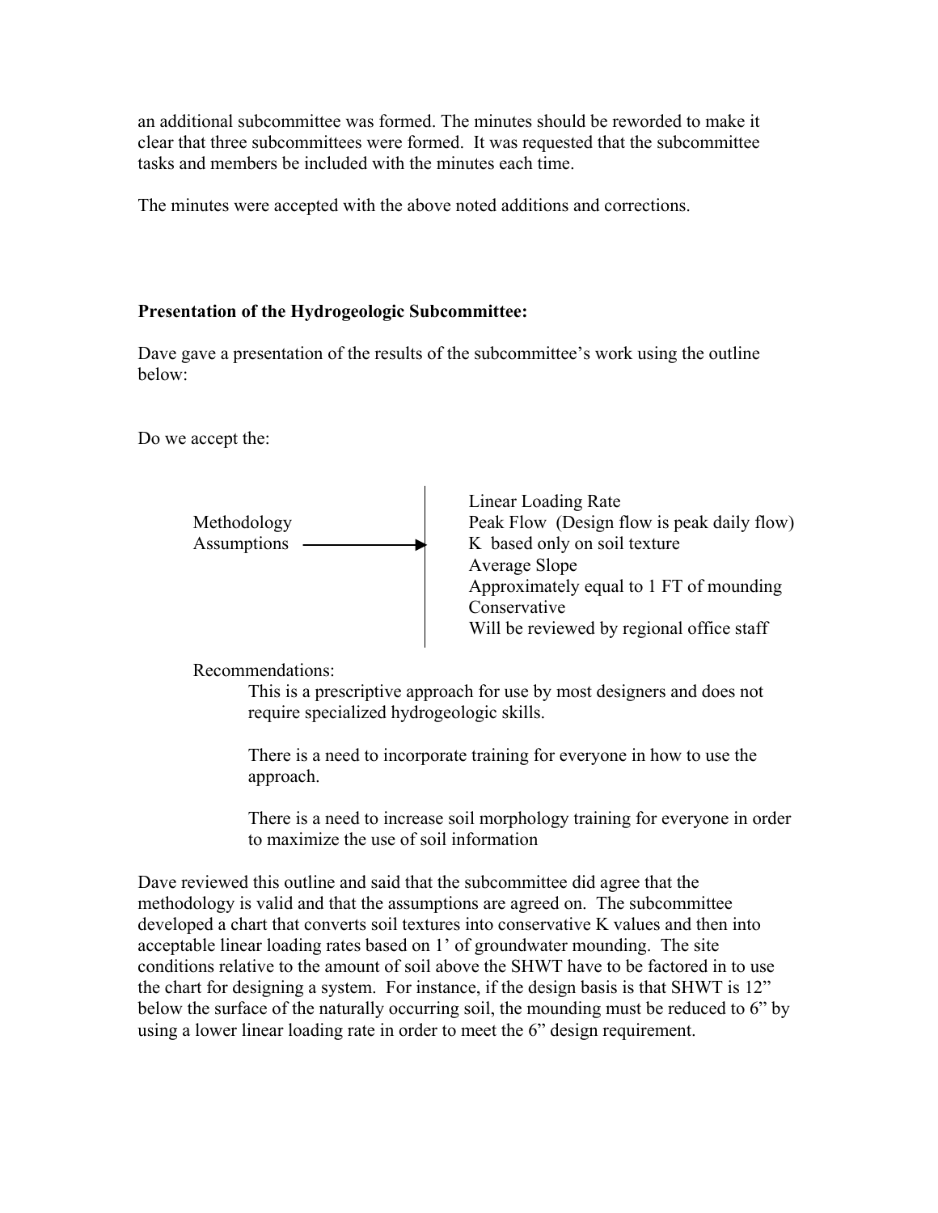an additional subcommittee was formed. The minutes should be reworded to make it clear that three subcommittees were formed. It was requested that the subcommittee tasks and members be included with the minutes each time.

The minutes were accepted with the above noted additions and corrections.

**Presentation of the Hydrogeologic Subcommittee:**

Dave gave a presentation of the results of the subcommittee's work using the outline below:

Do we accept the:

Methodology
Assumptions ⟶

- Linear Loading Rate
- Peak Flow (Design flow is peak daily flow)
- K based only on soil texture
- Average Slope
- Approximately equal to 1 FT of mounding
- Conservative
- Will be reviewed by regional office staff

Recommendations:

This is a prescriptive approach for use by most designers and does not require specialized hydrogeologic skills.

There is a need to incorporate training for everyone in how to use the approach.

There is a need to increase soil morphology training for everyone in order to maximize the use of soil information

Dave reviewed this outline and said that the subcommittee did agree that the methodology is valid and that the assumptions are agreed on. The subcommittee developed a chart that converts soil textures into conservative K values and then into acceptable linear loading rates based on 1' of groundwater mounding. The site conditions relative to the amount of soil above the SHWT have to be factored in to use the chart for designing a system. For instance, if the design basis is that SHWT is 12" below the surface of the naturally occurring soil, the mounding must be reduced to 6" by using a lower linear loading rate in order to meet the 6" design requirement.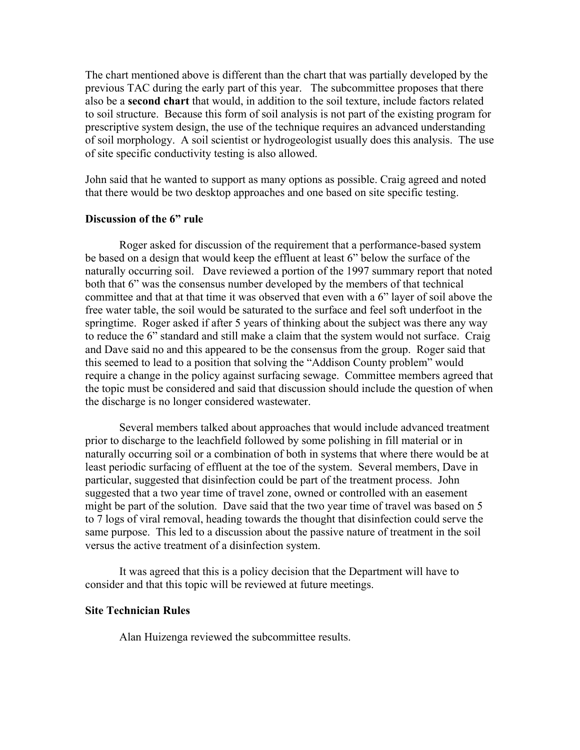The chart mentioned above is different than the chart that was partially developed by the previous TAC during the early part of this year. The subcommittee proposes that there also be a **second chart** that would, in addition to the soil texture, include factors related to soil structure. Because this form of soil analysis is not part of the existing program for prescriptive system design, the use of the technique requires an advanced understanding of soil morphology. A soil scientist or hydrogeologist usually does this analysis. The use of site specific conductivity testing is also allowed.

John said that he wanted to support as many options as possible. Craig agreed and noted that there would be two desktop approaches and one based on site specific testing.

**Discussion of the 6" rule**

Roger asked for discussion of the requirement that a performance-based system be based on a design that would keep the effluent at least 6" below the surface of the naturally occurring soil. Dave reviewed a portion of the 1997 summary report that noted both that 6" was the consensus number developed by the members of that technical committee and that at that time it was observed that even with a 6" layer of soil above the free water table, the soil would be saturated to the surface and feel soft underfoot in the springtime. Roger asked if after 5 years of thinking about the subject was there any way to reduce the 6" standard and still make a claim that the system would not surface. Craig and Dave said no and this appeared to be the consensus from the group. Roger said that this seemed to lead to a position that solving the "Addison County problem" would require a change in the policy against surfacing sewage. Committee members agreed that the topic must be considered and said that discussion should include the question of when the discharge is no longer considered wastewater.

Several members talked about approaches that would include advanced treatment prior to discharge to the leachfield followed by some polishing in fill material or in naturally occurring soil or a combination of both in systems that where there would be at least periodic surfacing of effluent at the toe of the system. Several members, Dave in particular, suggested that disinfection could be part of the treatment process. John suggested that a two year time of travel zone, owned or controlled with an easement might be part of the solution. Dave said that the two year time of travel was based on 5 to 7 logs of viral removal, heading towards the thought that disinfection could serve the same purpose. This led to a discussion about the passive nature of treatment in the soil versus the active treatment of a disinfection system.

It was agreed that this is a policy decision that the Department will have to consider and that this topic will be reviewed at future meetings.

**Site Technician Rules**

Alan Huizenga reviewed the subcommittee results.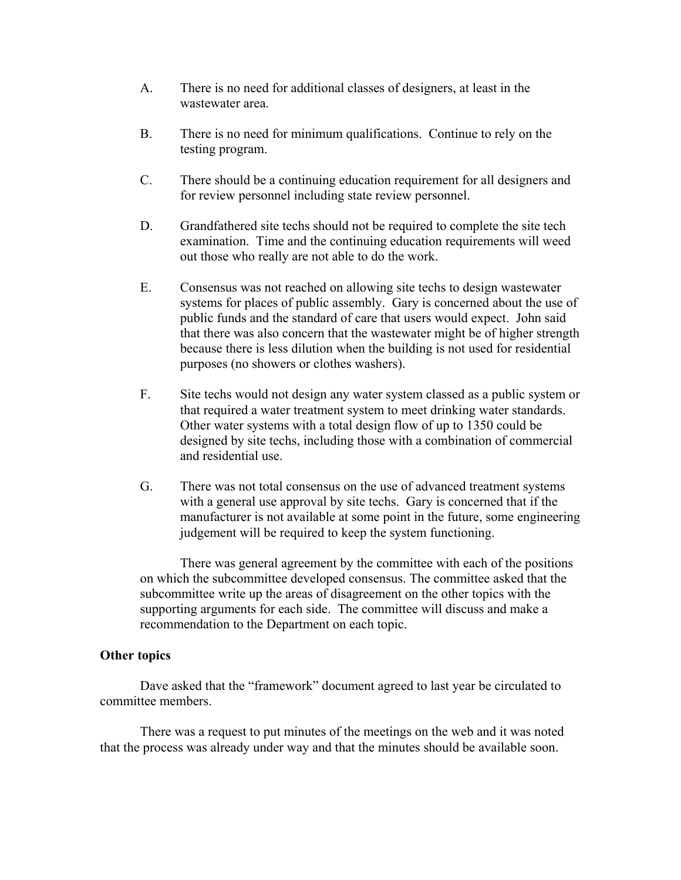A. There is no need for additional classes of designers, at least in the wastewater area.

B. There is no need for minimum qualifications. Continue to rely on the testing program.

C. There should be a continuing education requirement for all designers and for review personnel including state review personnel.

D. Grandfathered site techs should not be required to complete the site tech examination. Time and the continuing education requirements will weed out those who really are not able to do the work.

E. Consensus was not reached on allowing site techs to design wastewater systems for places of public assembly. Gary is concerned about the use of public funds and the standard of care that users would expect. John said that there was also concern that the wastewater might be of higher strength because there is less dilution when the building is not used for residential purposes (no showers or clothes washers).

F. Site techs would not design any water system classed as a public system or that required a water treatment system to meet drinking water standards. Other water systems with a total design flow of up to 1350 could be designed by site techs, including those with a combination of commercial and residential use.

G. There was not total consensus on the use of advanced treatment systems with a general use approval by site techs. Gary is concerned that if the manufacturer is not available at some point in the future, some engineering judgement will be required to keep the system functioning.

There was general agreement by the committee with each of the positions on which the subcommittee developed consensus. The committee asked that the subcommittee write up the areas of disagreement on the other topics with the supporting arguments for each side. The committee will discuss and make a recommendation to the Department on each topic.

**Other topics**

Dave asked that the "framework" document agreed to last year be circulated to committee members.

There was a request to put minutes of the meetings on the web and it was noted that the process was already under way and that the minutes should be available soon.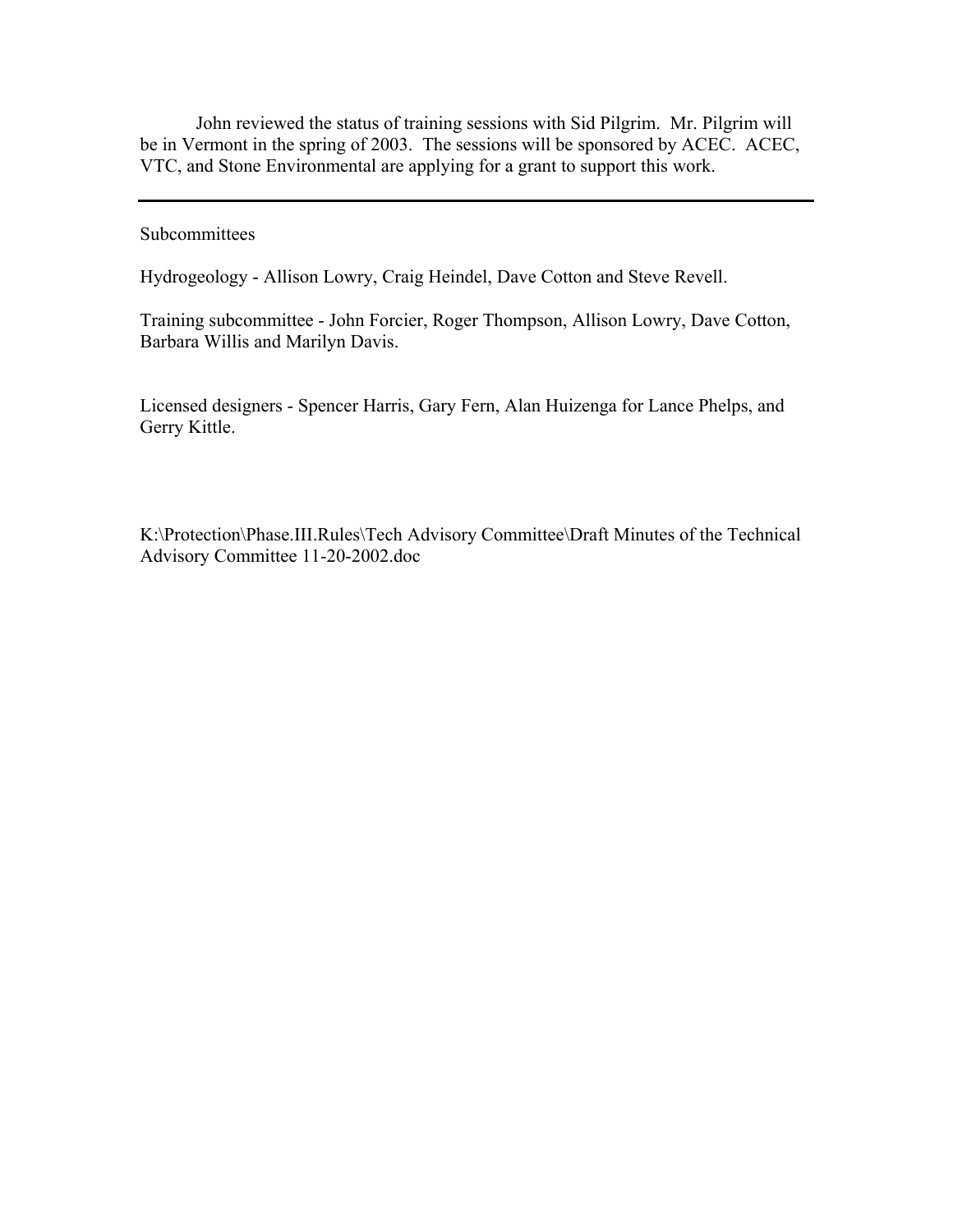John reviewed the status of training sessions with Sid Pilgrim. Mr. Pilgrim will be in Vermont in the spring of 2003. The sessions will be sponsored by ACEC. ACEC, VTC, and Stone Environmental are applying for a grant to support this work.

---

Subcommittees

Hydrogeology - Allison Lowry, Craig Heindel, Dave Cotton and Steve Revell.

Training subcommittee - John Forcier, Roger Thompson, Allison Lowry, Dave Cotton, Barbara Willis and Marilyn Davis.

Licensed designers - Spencer Harris, Gary Fern, Alan Huizenga for Lance Phelps, and Gerry Kittle.

K:\Protection\Phase.III.Rules\Tech Advisory Committee\Draft Minutes of the Technical Advisory Committee 11-20-2002.doc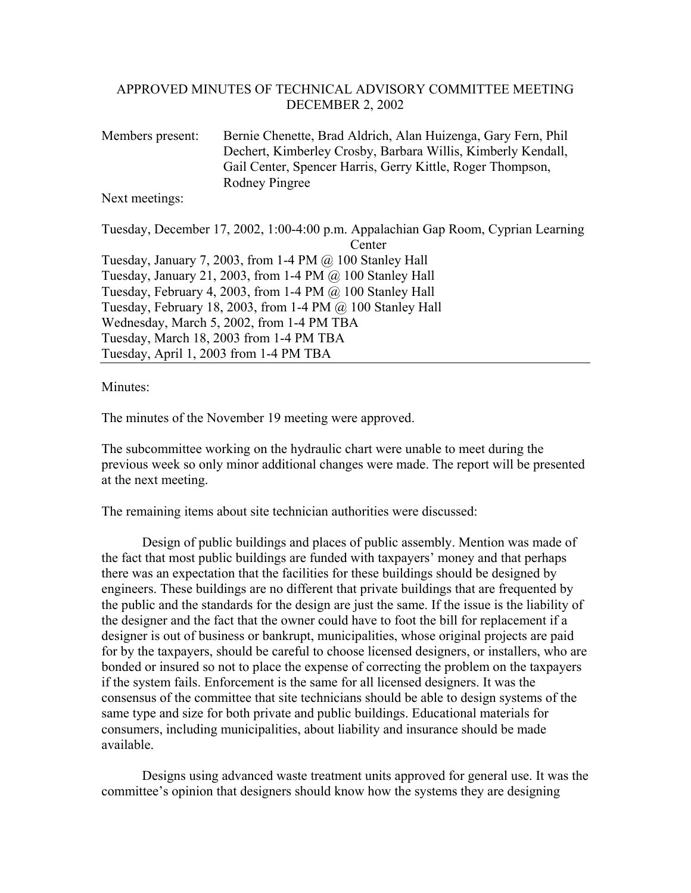APPROVED MINUTES OF TECHNICAL ADVISORY COMMITTEE MEETING
DECEMBER 2, 2002

Members present: Bernie Chenette, Brad Aldrich, Alan Huizenga, Gary Fern, Phil Dechert, Kimberley Crosby, Barbara Willis, Kimberly Kendall, Gail Center, Spencer Harris, Gerry Kittle, Roger Thompson, Rodney Pingree

Next meetings:

Tuesday, December 17, 2002, 1:00-4:00 p.m. Appalachian Gap Room, Cyprian Learning Center
Tuesday, January 7, 2003, from 1-4 PM @ 100 Stanley Hall
Tuesday, January 21, 2003, from 1-4 PM @ 100 Stanley Hall
Tuesday, February 4, 2003, from 1-4 PM @ 100 Stanley Hall
Tuesday, February 18, 2003, from 1-4 PM @ 100 Stanley Hall
Wednesday, March 5, 2002, from 1-4 PM TBA
Tuesday, March 18, 2003 from 1-4 PM TBA
Tuesday, April 1, 2003 from 1-4 PM TBA

---

Minutes:

The minutes of the November 19 meeting were approved.

The subcommittee working on the hydraulic chart were unable to meet during the previous week so only minor additional changes were made. The report will be presented at the next meeting.

The remaining items about site technician authorities were discussed:

Design of public buildings and places of public assembly. Mention was made of the fact that most public buildings are funded with taxpayers' money and that perhaps there was an expectation that the facilities for these buildings should be designed by engineers. These buildings are no different that private buildings that are frequented by the public and the standards for the design are just the same. If the issue is the liability of the designer and the fact that the owner could have to foot the bill for replacement if a designer is out of business or bankrupt, municipalities, whose original projects are paid for by the taxpayers, should be careful to choose licensed designers, or installers, who are bonded or insured so not to place the expense of correcting the problem on the taxpayers if the system fails. Enforcement is the same for all licensed designers. It was the consensus of the committee that site technicians should be able to design systems of the same type and size for both private and public buildings. Educational materials for consumers, including municipalities, about liability and insurance should be made available.

Designs using advanced waste treatment units approved for general use. It was the committee's opinion that designers should know how the systems they are designing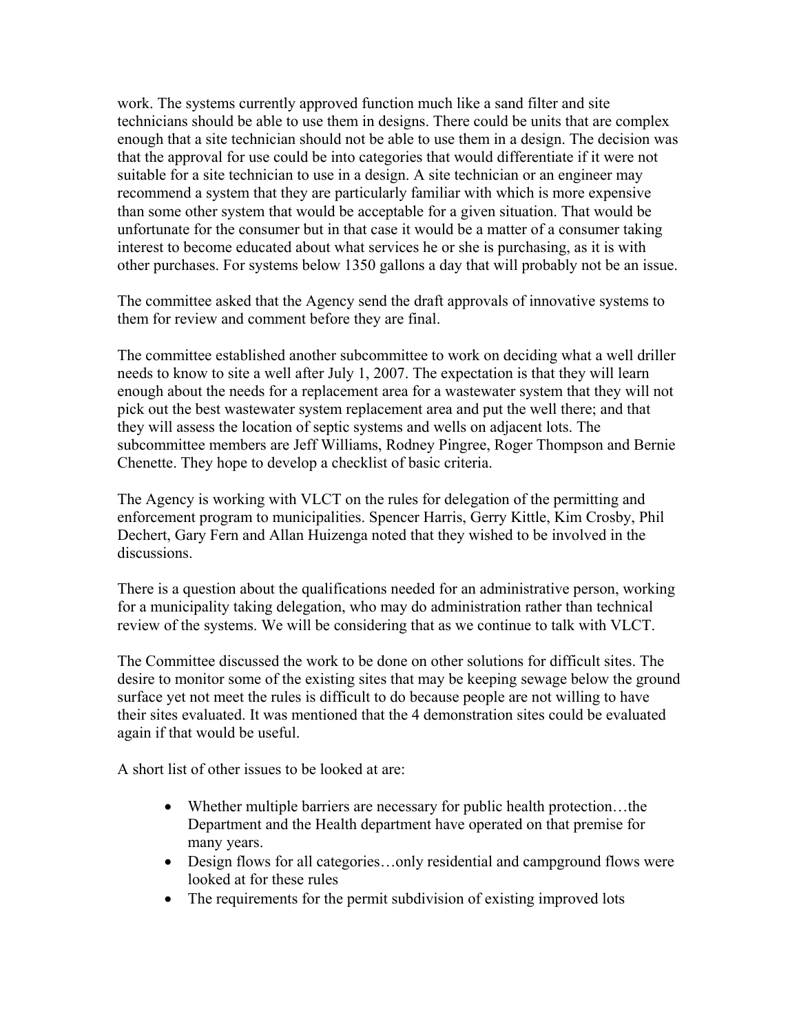work. The systems currently approved function much like a sand filter and site technicians should be able to use them in designs. There could be units that are complex enough that a site technician should not be able to use them in a design. The decision was that the approval for use could be into categories that would differentiate if it were not suitable for a site technician to use in a design. A site technician or an engineer may recommend a system that they are particularly familiar with which is more expensive than some other system that would be acceptable for a given situation. That would be unfortunate for the consumer but in that case it would be a matter of a consumer taking interest to become educated about what services he or she is purchasing, as it is with other purchases. For systems below 1350 gallons a day that will probably not be an issue.

The committee asked that the Agency send the draft approvals of innovative systems to them for review and comment before they are final.

The committee established another subcommittee to work on deciding what a well driller needs to know to site a well after July 1, 2007. The expectation is that they will learn enough about the needs for a replacement area for a wastewater system that they will not pick out the best wastewater system replacement area and put the well there; and that they will assess the location of septic systems and wells on adjacent lots. The subcommittee members are Jeff Williams, Rodney Pingree, Roger Thompson and Bernie Chenette. They hope to develop a checklist of basic criteria.

The Agency is working with VLCT on the rules for delegation of the permitting and enforcement program to municipalities. Spencer Harris, Gerry Kittle, Kim Crosby, Phil Dechert, Gary Fern and Allan Huizenga noted that they wished to be involved in the discussions.

There is a question about the qualifications needed for an administrative person, working for a municipality taking delegation, who may do administration rather than technical review of the systems. We will be considering that as we continue to talk with VLCT.

The Committee discussed the work to be done on other solutions for difficult sites. The desire to monitor some of the existing sites that may be keeping sewage below the ground surface yet not meet the rules is difficult to do because people are not willing to have their sites evaluated. It was mentioned that the 4 demonstration sites could be evaluated again if that would be useful.

A short list of other issues to be looked at are:

- Whether multiple barriers are necessary for public health protection…the Department and the Health department have operated on that premise for many years.
- Design flows for all categories…only residential and campground flows were looked at for these rules
- The requirements for the permit subdivision of existing improved lots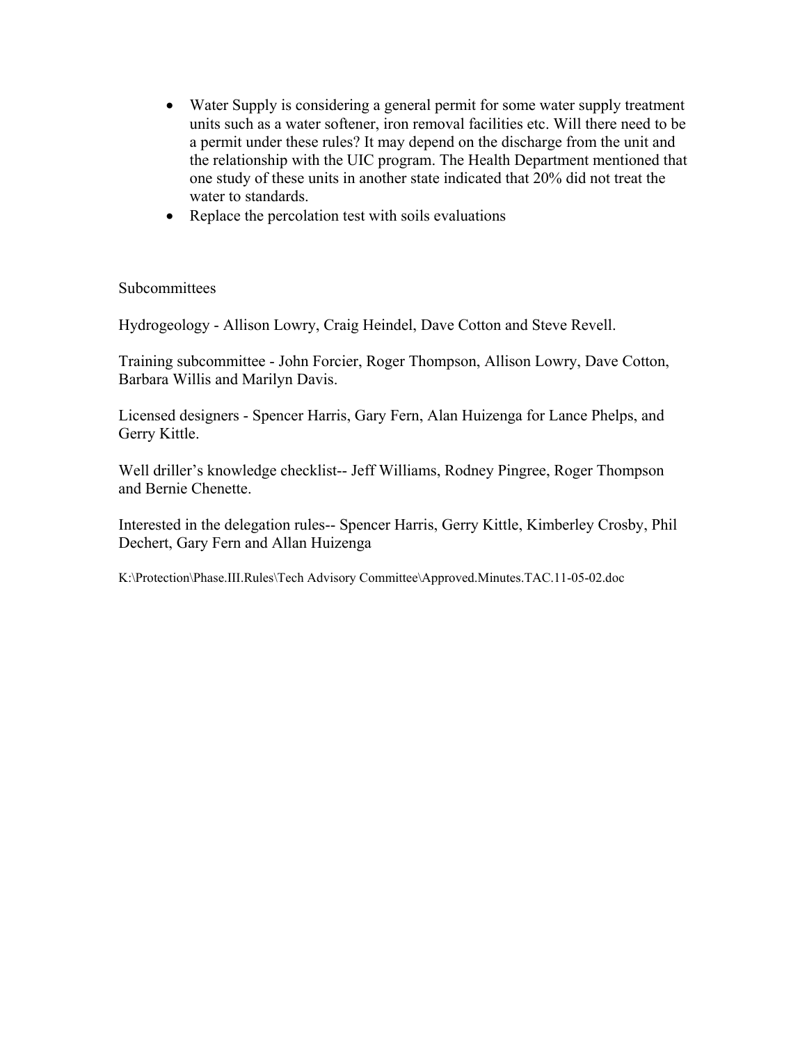- Water Supply is considering a general permit for some water supply treatment units such as a water softener, iron removal facilities etc. Will there need to be a permit under these rules? It may depend on the discharge from the unit and the relationship with the UIC program. The Health Department mentioned that one study of these units in another state indicated that 20% did not treat the water to standards.
- Replace the percolation test with soils evaluations

Subcommittees

Hydrogeology - Allison Lowry, Craig Heindel, Dave Cotton and Steve Revell.

Training subcommittee - John Forcier, Roger Thompson, Allison Lowry, Dave Cotton, Barbara Willis and Marilyn Davis.

Licensed designers - Spencer Harris, Gary Fern, Alan Huizenga for Lance Phelps, and Gerry Kittle.

Well driller's knowledge checklist-- Jeff Williams, Rodney Pingree, Roger Thompson and Bernie Chenette.

Interested in the delegation rules-- Spencer Harris, Gerry Kittle, Kimberley Crosby, Phil Dechert, Gary Fern and Allan Huizenga

K:\Protection\Phase.III.Rules\Tech Advisory Committee\Approved.Minutes.TAC.11-05-02.doc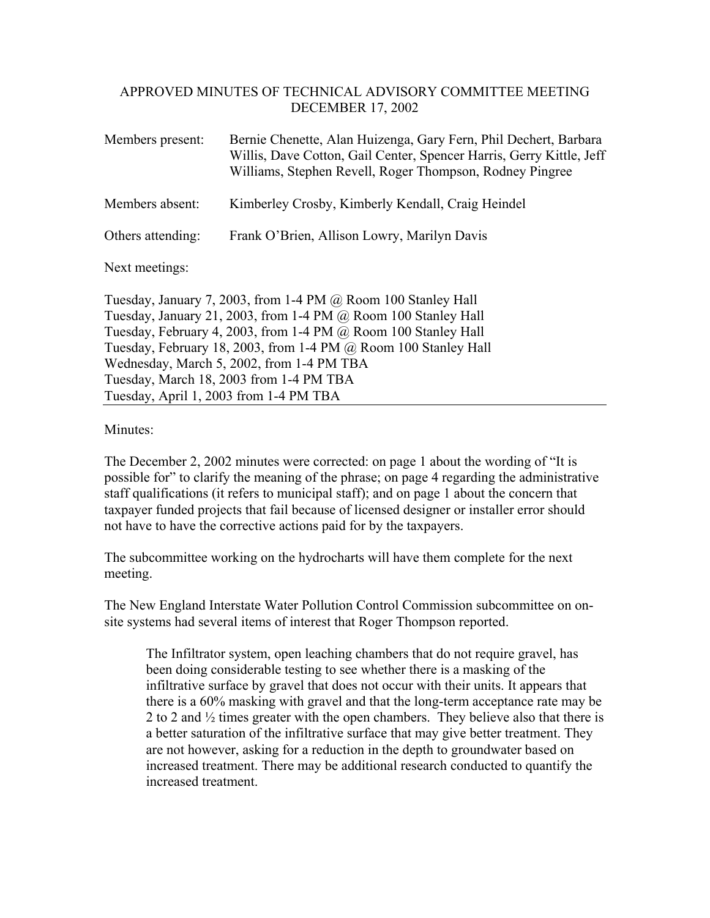# APPROVED MINUTES OF TECHNICAL ADVISORY COMMITTEE MEETING DECEMBER 17, 2002

Members present: Bernie Chenette, Alan Huizenga, Gary Fern, Phil Dechert, Barbara Willis, Dave Cotton, Gail Center, Spencer Harris, Gerry Kittle, Jeff Williams, Stephen Revell, Roger Thompson, Rodney Pingree

Members absent: Kimberley Crosby, Kimberly Kendall, Craig Heindel

Others attending: Frank O'Brien, Allison Lowry, Marilyn Davis

Next meetings:

Tuesday, January 7, 2003, from 1-4 PM @ Room 100 Stanley Hall
Tuesday, January 21, 2003, from 1-4 PM @ Room 100 Stanley Hall
Tuesday, February 4, 2003, from 1-4 PM @ Room 100 Stanley Hall
Tuesday, February 18, 2003, from 1-4 PM @ Room 100 Stanley Hall
Wednesday, March 5, 2002, from 1-4 PM TBA
Tuesday, March 18, 2003 from 1-4 PM TBA
Tuesday, April 1, 2003 from 1-4 PM TBA

---

Minutes:

The December 2, 2002 minutes were corrected: on page 1 about the wording of "It is possible for" to clarify the meaning of the phrase; on page 4 regarding the administrative staff qualifications (it refers to municipal staff); and on page 1 about the concern that taxpayer funded projects that fail because of licensed designer or installer error should not have to have the corrective actions paid for by the taxpayers.

The subcommittee working on the hydrocharts will have them complete for the next meeting.

The New England Interstate Water Pollution Control Commission subcommittee on on-site systems had several items of interest that Roger Thompson reported.

> The Infiltrator system, open leaching chambers that do not require gravel, has been doing considerable testing to see whether there is a masking of the infiltrative surface by gravel that does not occur with their units. It appears that there is a 60% masking with gravel and that the long-term acceptance rate may be 2 to 2 and ½ times greater with the open chambers. They believe also that there is a better saturation of the infiltrative surface that may give better treatment. They are not however, asking for a reduction in the depth to groundwater based on increased treatment. There may be additional research conducted to quantify the increased treatment.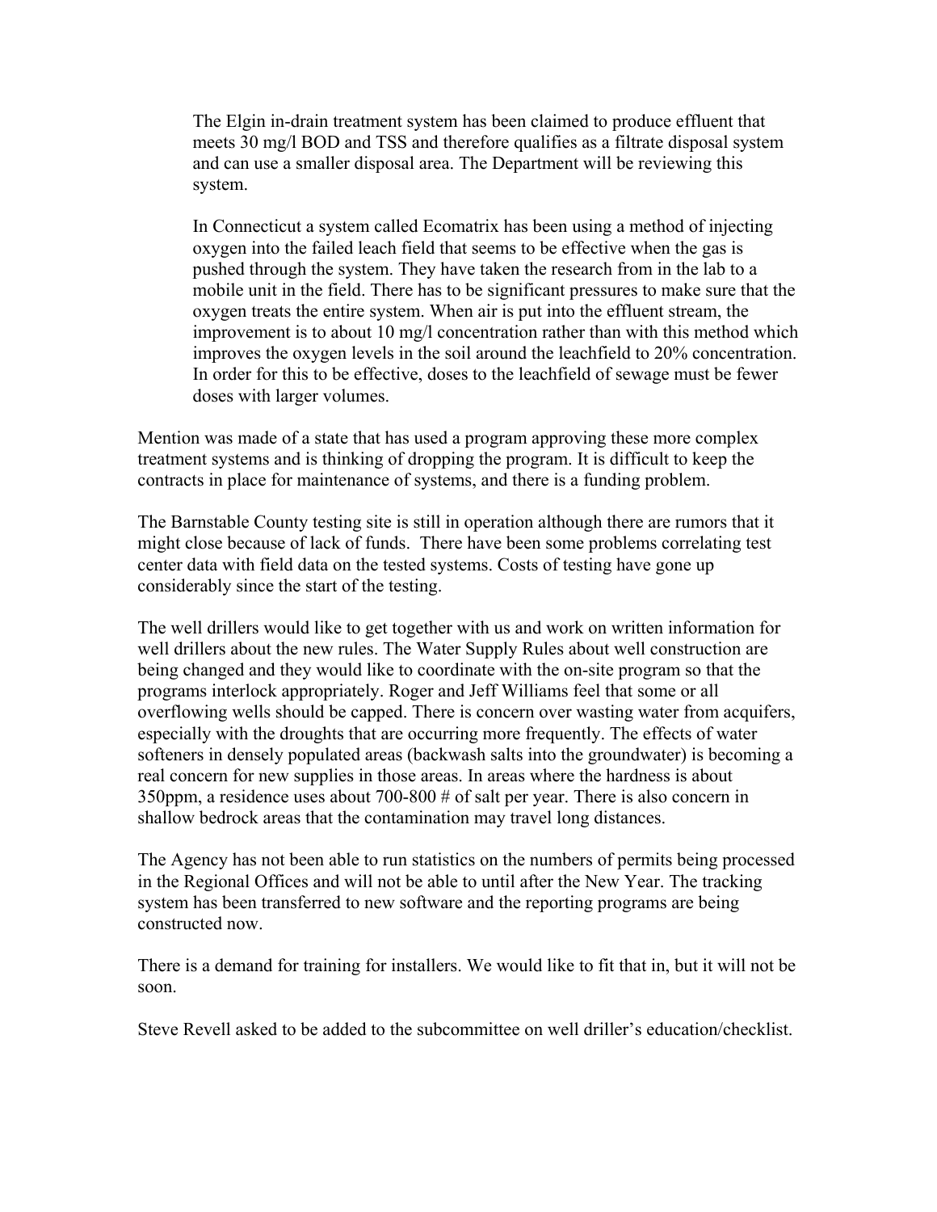> The Elgin in-drain treatment system has been claimed to produce effluent that meets 30 mg/l BOD and TSS and therefore qualifies as a filtrate disposal system and can use a smaller disposal area. The Department will be reviewing this system.
>
> In Connecticut a system called Ecomatrix has been using a method of injecting oxygen into the failed leach field that seems to be effective when the gas is pushed through the system. They have taken the research from in the lab to a mobile unit in the field. There has to be significant pressures to make sure that the oxygen treats the entire system. When air is put into the effluent stream, the improvement is to about 10 mg/l concentration rather than with this method which improves the oxygen levels in the soil around the leachfield to 20% concentration. In order for this to be effective, doses to the leachfield of sewage must be fewer doses with larger volumes.

Mention was made of a state that has used a program approving these more complex treatment systems and is thinking of dropping the program. It is difficult to keep the contracts in place for maintenance of systems, and there is a funding problem.

The Barnstable County testing site is still in operation although there are rumors that it might close because of lack of funds. There have been some problems correlating test center data with field data on the tested systems. Costs of testing have gone up considerably since the start of the testing.

The well drillers would like to get together with us and work on written information for well drillers about the new rules. The Water Supply Rules about well construction are being changed and they would like to coordinate with the on-site program so that the programs interlock appropriately. Roger and Jeff Williams feel that some or all overflowing wells should be capped. There is concern over wasting water from acquifers, especially with the droughts that are occurring more frequently. The effects of water softeners in densely populated areas (backwash salts into the groundwater) is becoming a real concern for new supplies in those areas. In areas where the hardness is about 350ppm, a residence uses about 700-800 # of salt per year. There is also concern in shallow bedrock areas that the contamination may travel long distances.

The Agency has not been able to run statistics on the numbers of permits being processed in the Regional Offices and will not be able to until after the New Year. The tracking system has been transferred to new software and the reporting programs are being constructed now.

There is a demand for training for installers. We would like to fit that in, but it will not be soon.

Steve Revell asked to be added to the subcommittee on well driller's education/checklist.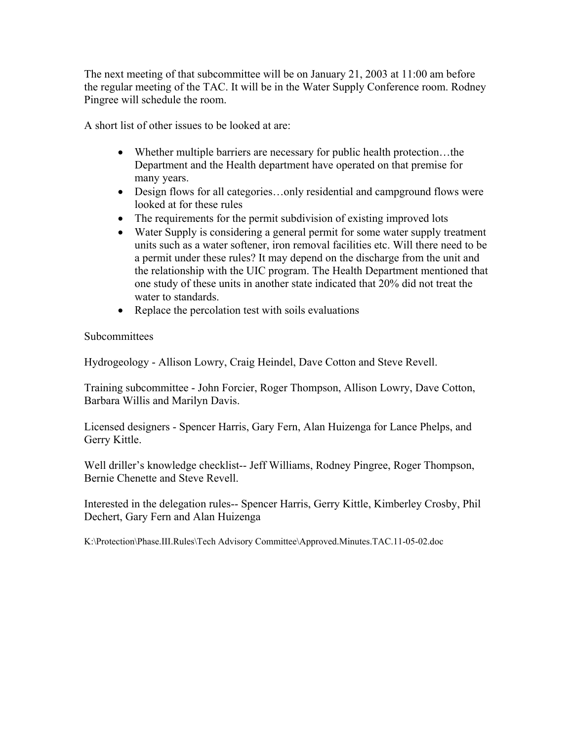The next meeting of that subcommittee will be on January 21, 2003 at 11:00 am before the regular meeting of the TAC. It will be in the Water Supply Conference room. Rodney Pingree will schedule the room.

A short list of other issues to be looked at are:

- Whether multiple barriers are necessary for public health protection…the Department and the Health department have operated on that premise for many years.
- Design flows for all categories…only residential and campground flows were looked at for these rules
- The requirements for the permit subdivision of existing improved lots
- Water Supply is considering a general permit for some water supply treatment units such as a water softener, iron removal facilities etc. Will there need to be a permit under these rules? It may depend on the discharge from the unit and the relationship with the UIC program. The Health Department mentioned that one study of these units in another state indicated that 20% did not treat the water to standards.
- Replace the percolation test with soils evaluations

Subcommittees

Hydrogeology - Allison Lowry, Craig Heindel, Dave Cotton and Steve Revell.

Training subcommittee - John Forcier, Roger Thompson, Allison Lowry, Dave Cotton, Barbara Willis and Marilyn Davis.

Licensed designers - Spencer Harris, Gary Fern, Alan Huizenga for Lance Phelps, and Gerry Kittle.

Well driller's knowledge checklist-- Jeff Williams, Rodney Pingree, Roger Thompson, Bernie Chenette and Steve Revell.

Interested in the delegation rules-- Spencer Harris, Gerry Kittle, Kimberley Crosby, Phil Dechert, Gary Fern and Alan Huizenga

K:\Protection\Phase.III.Rules\Tech Advisory Committee\Approved.Minutes.TAC.11-05-02.doc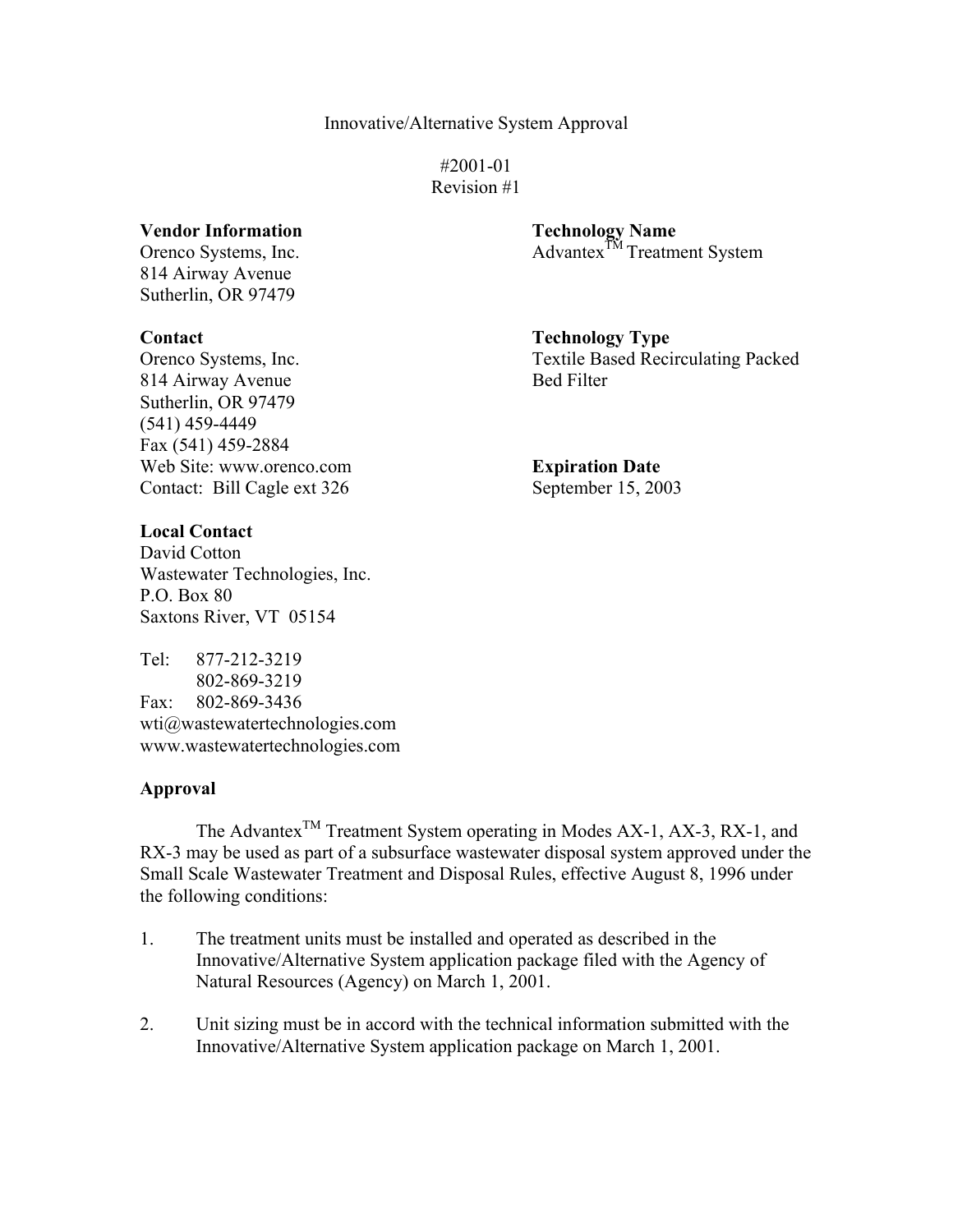Innovative/Alternative System Approval

#2001-01
Revision #1

**Vendor Information**
Orenco Systems, Inc.
814 Airway Avenue
Sutherlin, OR 97479

**Technology Name**
Advantex$^{TM}$ Treatment System

**Contact**
Orenco Systems, Inc.
814 Airway Avenue
Sutherlin, OR 97479
(541) 459-4449
Fax (541) 459-2884
Web Site: www.orenco.com
Contact: Bill Cagle ext 326

**Technology Type**
Textile Based Recirculating Packed Bed Filter

**Expiration Date**
September 15, 2003

**Local Contact**
David Cotton
Wastewater Technologies, Inc.
P.O. Box 80
Saxtons River, VT 05154

Tel: 877-212-3219
802-869-3219
Fax: 802-869-3436
wti@wastewatertechnologies.com
www.wastewatertechnologies.com

**Approval**

The Advantex$^{TM}$ Treatment System operating in Modes AX-1, AX-3, RX-1, and RX-3 may be used as part of a subsurface wastewater disposal system approved under the Small Scale Wastewater Treatment and Disposal Rules, effective August 8, 1996 under the following conditions:

1. The treatment units must be installed and operated as described in the Innovative/Alternative System application package filed with the Agency of Natural Resources (Agency) on March 1, 2001.

2. Unit sizing must be in accord with the technical information submitted with the Innovative/Alternative System application package on March 1, 2001.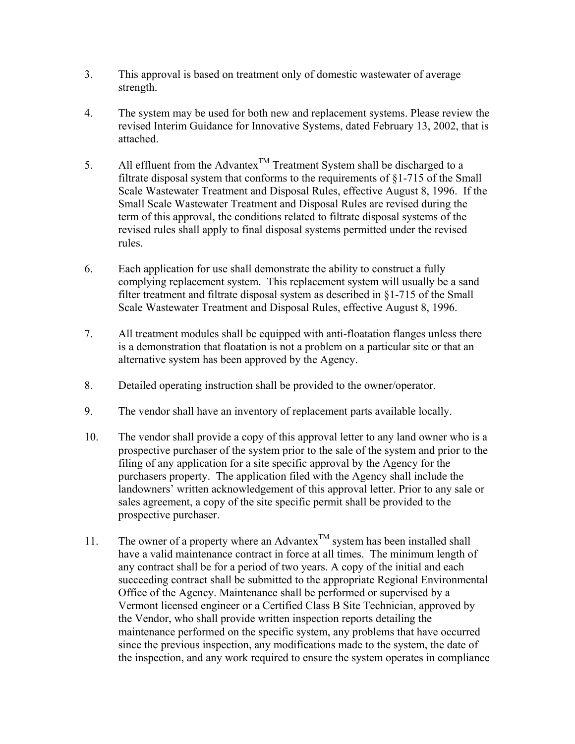3. This approval is based on treatment only of domestic wastewater of average strength.

4. The system may be used for both new and replacement systems. Please review the revised Interim Guidance for Innovative Systems, dated February 13, 2002, that is attached.

5. All effluent from the Advantex$^{TM}$ Treatment System shall be discharged to a filtrate disposal system that conforms to the requirements of §1-715 of the Small Scale Wastewater Treatment and Disposal Rules, effective August 8, 1996. If the Small Scale Wastewater Treatment and Disposal Rules are revised during the term of this approval, the conditions related to filtrate disposal systems of the revised rules shall apply to final disposal systems permitted under the revised rules.

6. Each application for use shall demonstrate the ability to construct a fully complying replacement system. This replacement system will usually be a sand filter treatment and filtrate disposal system as described in §1-715 of the Small Scale Wastewater Treatment and Disposal Rules, effective August 8, 1996.

7. All treatment modules shall be equipped with anti-floatation flanges unless there is a demonstration that floatation is not a problem on a particular site or that an alternative system has been approved by the Agency.

8. Detailed operating instruction shall be provided to the owner/operator.

9. The vendor shall have an inventory of replacement parts available locally.

10. The vendor shall provide a copy of this approval letter to any land owner who is a prospective purchaser of the system prior to the sale of the system and prior to the filing of any application for a site specific approval by the Agency for the purchasers property. The application filed with the Agency shall include the landowners' written acknowledgement of this approval letter. Prior to any sale or sales agreement, a copy of the site specific permit shall be provided to the prospective purchaser.

11. The owner of a property where an Advantex$^{TM}$ system has been installed shall have a valid maintenance contract in force at all times. The minimum length of any contract shall be for a period of two years. A copy of the initial and each succeeding contract shall be submitted to the appropriate Regional Environmental Office of the Agency. Maintenance shall be performed or supervised by a Vermont licensed engineer or a Certified Class B Site Technician, approved by the Vendor, who shall provide written inspection reports detailing the maintenance performed on the specific system, any problems that have occurred since the previous inspection, any modifications made to the system, the date of the inspection, and any work required to ensure the system operates in compliance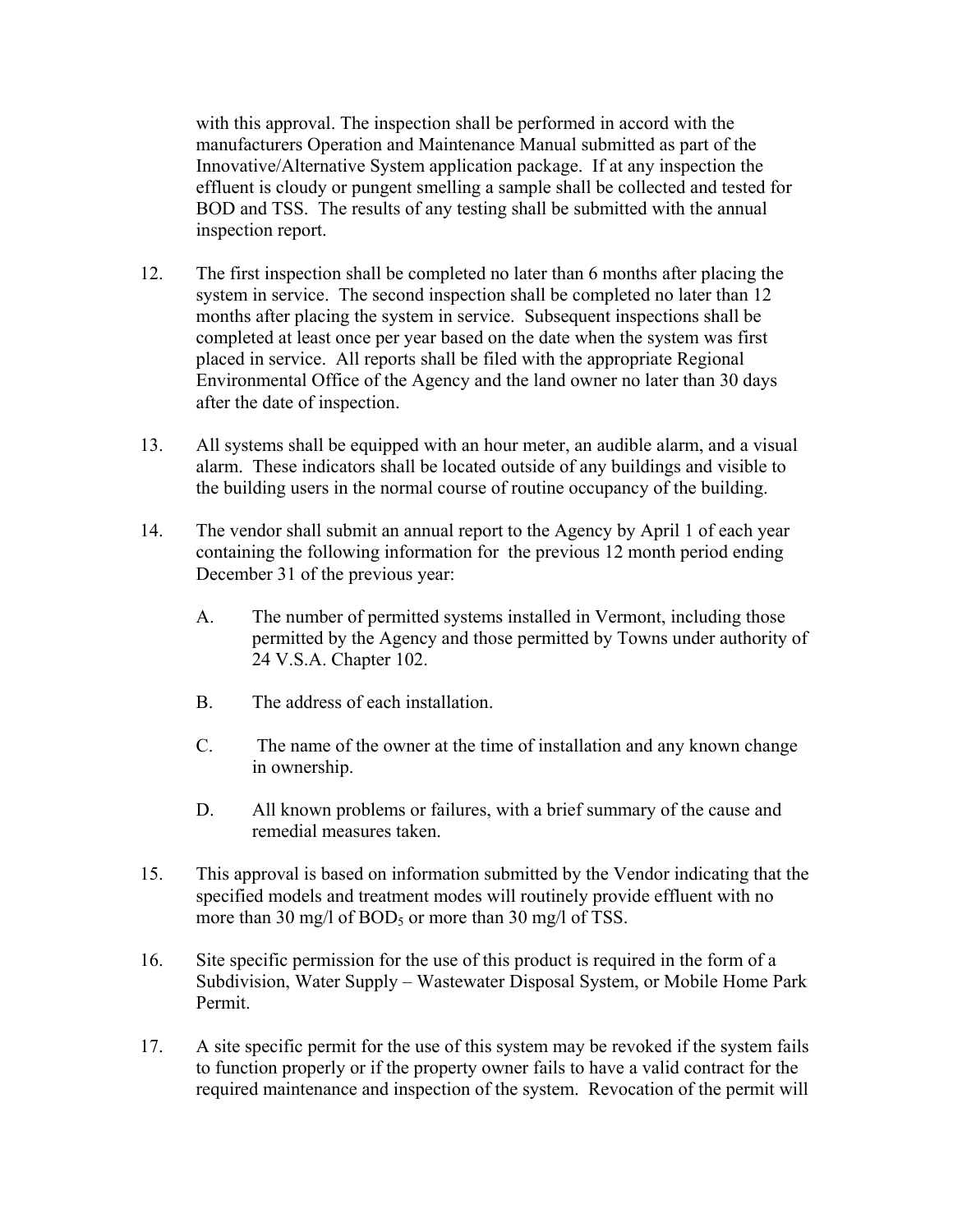with this approval. The inspection shall be performed in accord with the manufacturers Operation and Maintenance Manual submitted as part of the Innovative/Alternative System application package. If at any inspection the effluent is cloudy or pungent smelling a sample shall be collected and tested for BOD and TSS. The results of any testing shall be submitted with the annual inspection report.

12. The first inspection shall be completed no later than 6 months after placing the system in service. The second inspection shall be completed no later than 12 months after placing the system in service. Subsequent inspections shall be completed at least once per year based on the date when the system was first placed in service. All reports shall be filed with the appropriate Regional Environmental Office of the Agency and the land owner no later than 30 days after the date of inspection.

13. All systems shall be equipped with an hour meter, an audible alarm, and a visual alarm. These indicators shall be located outside of any buildings and visible to the building users in the normal course of routine occupancy of the building.

14. The vendor shall submit an annual report to the Agency by April 1 of each year containing the following information for the previous 12 month period ending December 31 of the previous year:

    A. The number of permitted systems installed in Vermont, including those permitted by the Agency and those permitted by Towns under authority of 24 V.S.A. Chapter 102.

    B. The address of each installation.

    C. The name of the owner at the time of installation and any known change in ownership.

    D. All known problems or failures, with a brief summary of the cause and remedial measures taken.

15. This approval is based on information submitted by the Vendor indicating that the specified models and treatment modes will routinely provide effluent with no more than 30 mg/l of $BOD_5$ or more than 30 mg/l of TSS.

16. Site specific permission for the use of this product is required in the form of a Subdivision, Water Supply – Wastewater Disposal System, or Mobile Home Park Permit.

17. A site specific permit for the use of this system may be revoked if the system fails to function properly or if the property owner fails to have a valid contract for the required maintenance and inspection of the system. Revocation of the permit will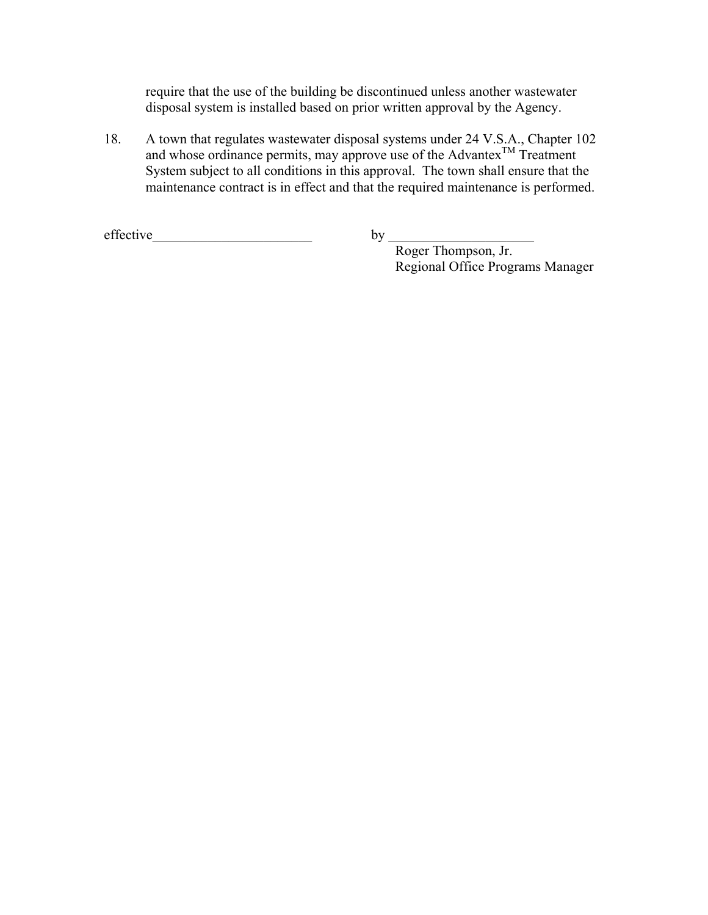require that the use of the building be discontinued unless another wastewater disposal system is installed based on prior written approval by the Agency.

18. A town that regulates wastewater disposal systems under 24 V.S.A., Chapter 102 and whose ordinance permits, may approve use of the Advantex™ Treatment System subject to all conditions in this approval. The town shall ensure that the maintenance contract is in effect and that the required maintenance is performed.

effective_______________________ by _____________________

Roger Thompson, Jr.
Regional Office Programs Manager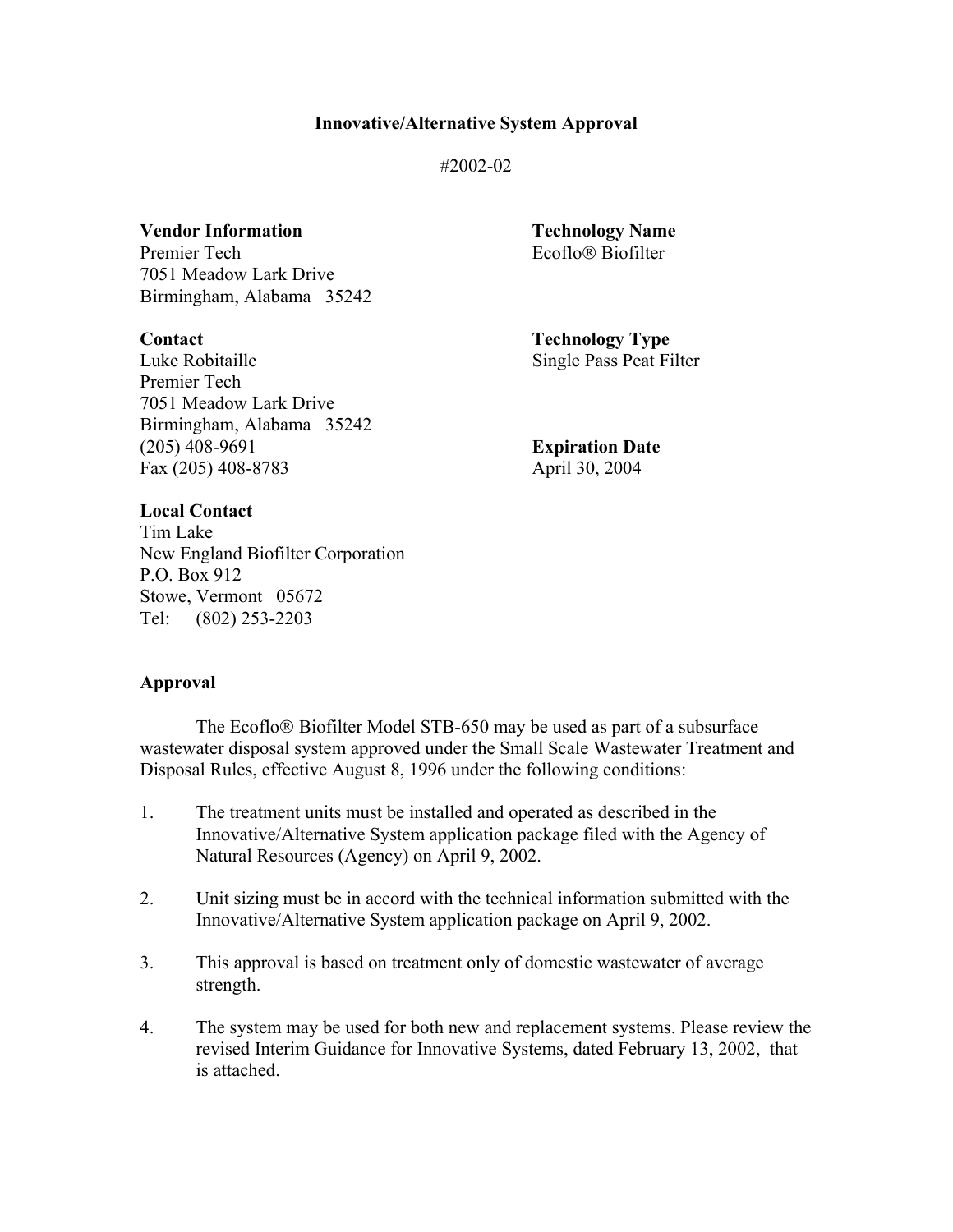# Innovative/Alternative System Approval

#2002-02

**Vendor Information**
Premier Tech
7051 Meadow Lark Drive
Birmingham, Alabama 35242

**Technology Name**
Ecoflo® Biofilter

**Contact**
Luke Robitaille
Premier Tech
7051 Meadow Lark Drive
Birmingham, Alabama 35242
(205) 408-9691
Fax (205) 408-8783

**Technology Type**
Single Pass Peat Filter

**Expiration Date**
April 30, 2004

**Local Contact**
Tim Lake
New England Biofilter Corporation
P.O. Box 912
Stowe, Vermont 05672
Tel: (802) 253-2203

**Approval**

The Ecoflo® Biofilter Model STB-650 may be used as part of a subsurface wastewater disposal system approved under the Small Scale Wastewater Treatment and Disposal Rules, effective August 8, 1996 under the following conditions:

1. The treatment units must be installed and operated as described in the Innovative/Alternative System application package filed with the Agency of Natural Resources (Agency) on April 9, 2002.

2. Unit sizing must be in accord with the technical information submitted with the Innovative/Alternative System application package on April 9, 2002.

3. This approval is based on treatment only of domestic wastewater of average strength.

4. The system may be used for both new and replacement systems. Please review the revised Interim Guidance for Innovative Systems, dated February 13, 2002, that is attached.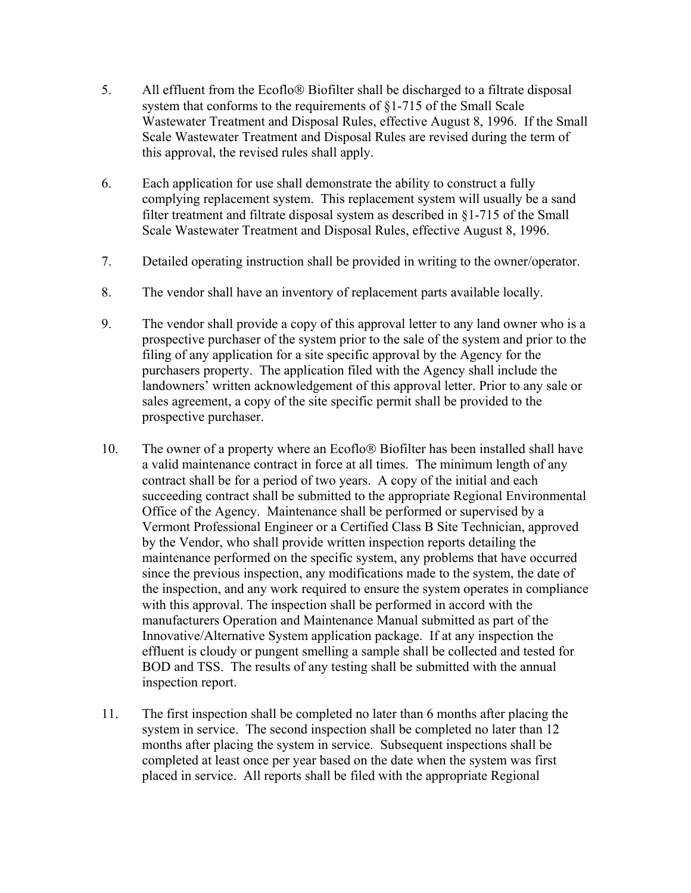5. All effluent from the Ecoflo® Biofilter shall be discharged to a filtrate disposal system that conforms to the requirements of §1-715 of the Small Scale Wastewater Treatment and Disposal Rules, effective August 8, 1996. If the Small Scale Wastewater Treatment and Disposal Rules are revised during the term of this approval, the revised rules shall apply.

6. Each application for use shall demonstrate the ability to construct a fully complying replacement system. This replacement system will usually be a sand filter treatment and filtrate disposal system as described in §1-715 of the Small Scale Wastewater Treatment and Disposal Rules, effective August 8, 1996.

7. Detailed operating instruction shall be provided in writing to the owner/operator.

8. The vendor shall have an inventory of replacement parts available locally.

9. The vendor shall provide a copy of this approval letter to any land owner who is a prospective purchaser of the system prior to the sale of the system and prior to the filing of any application for a site specific approval by the Agency for the purchasers property. The application filed with the Agency shall include the landowners' written acknowledgement of this approval letter. Prior to any sale or sales agreement, a copy of the site specific permit shall be provided to the prospective purchaser.

10. The owner of a property where an Ecoflo® Biofilter has been installed shall have a valid maintenance contract in force at all times. The minimum length of any contract shall be for a period of two years. A copy of the initial and each succeeding contract shall be submitted to the appropriate Regional Environmental Office of the Agency. Maintenance shall be performed or supervised by a Vermont Professional Engineer or a Certified Class B Site Technician, approved by the Vendor, who shall provide written inspection reports detailing the maintenance performed on the specific system, any problems that have occurred since the previous inspection, any modifications made to the system, the date of the inspection, and any work required to ensure the system operates in compliance with this approval. The inspection shall be performed in accord with the manufacturers Operation and Maintenance Manual submitted as part of the Innovative/Alternative System application package. If at any inspection the effluent is cloudy or pungent smelling a sample shall be collected and tested for BOD and TSS. The results of any testing shall be submitted with the annual inspection report.

11. The first inspection shall be completed no later than 6 months after placing the system in service. The second inspection shall be completed no later than 12 months after placing the system in service. Subsequent inspections shall be completed at least once per year based on the date when the system was first placed in service. All reports shall be filed with the appropriate Regional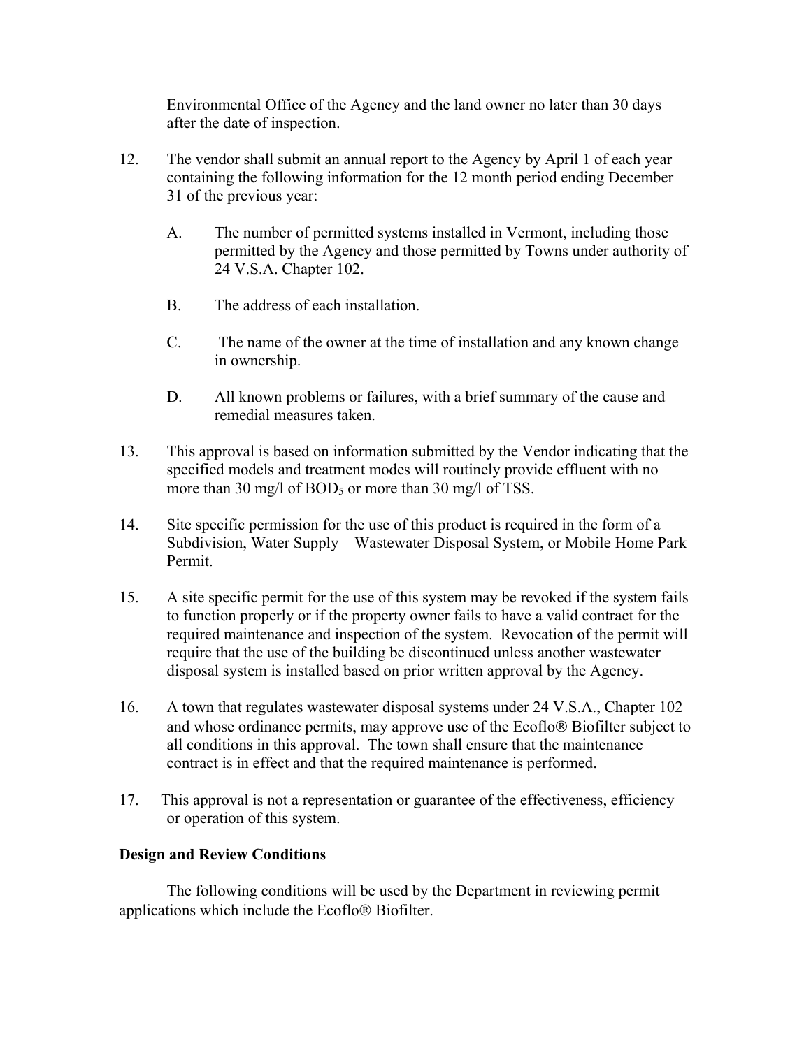Environmental Office of the Agency and the land owner no later than 30 days after the date of inspection.

12. The vendor shall submit an annual report to the Agency by April 1 of each year containing the following information for the 12 month period ending December 31 of the previous year:

    A. The number of permitted systems installed in Vermont, including those permitted by the Agency and those permitted by Towns under authority of 24 V.S.A. Chapter 102.

    B. The address of each installation.

    C. The name of the owner at the time of installation and any known change in ownership.

    D. All known problems or failures, with a brief summary of the cause and remedial measures taken.

13. This approval is based on information submitted by the Vendor indicating that the specified models and treatment modes will routinely provide effluent with no more than 30 mg/l of $BOD_5$ or more than 30 mg/l of TSS.

14. Site specific permission for the use of this product is required in the form of a Subdivision, Water Supply – Wastewater Disposal System, or Mobile Home Park Permit.

15. A site specific permit for the use of this system may be revoked if the system fails to function properly or if the property owner fails to have a valid contract for the required maintenance and inspection of the system. Revocation of the permit will require that the use of the building be discontinued unless another wastewater disposal system is installed based on prior written approval by the Agency.

16. A town that regulates wastewater disposal systems under 24 V.S.A., Chapter 102 and whose ordinance permits, may approve use of the Ecoflo® Biofilter subject to all conditions in this approval. The town shall ensure that the maintenance contract is in effect and that the required maintenance is performed.

17. This approval is not a representation or guarantee of the effectiveness, efficiency or operation of this system.

**Design and Review Conditions**

The following conditions will be used by the Department in reviewing permit applications which include the Ecoflo® Biofilter.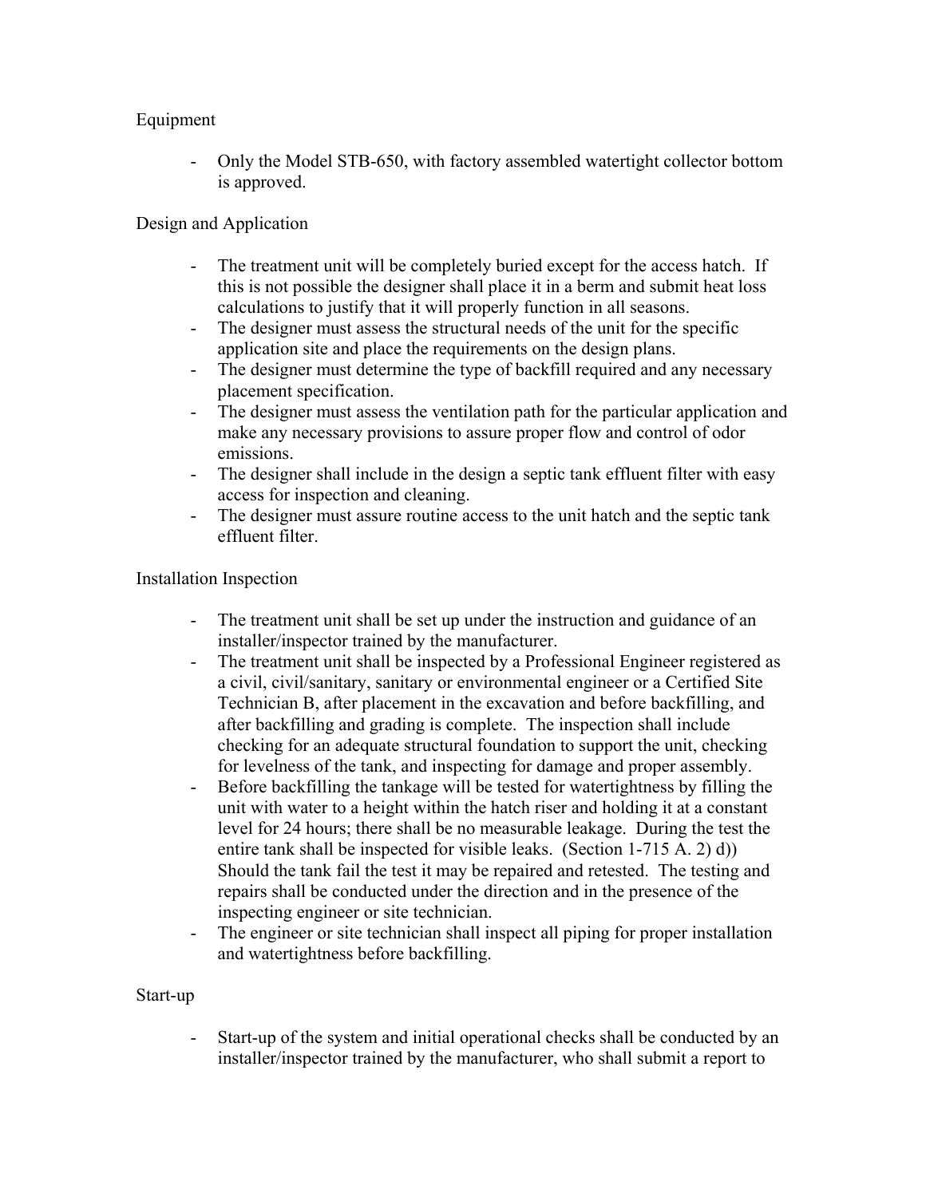Equipment

- Only the Model STB-650, with factory assembled watertight collector bottom is approved.

Design and Application

- The treatment unit will be completely buried except for the access hatch. If this is not possible the designer shall place it in a berm and submit heat loss calculations to justify that it will properly function in all seasons.
- The designer must assess the structural needs of the unit for the specific application site and place the requirements on the design plans.
- The designer must determine the type of backfill required and any necessary placement specification.
- The designer must assess the ventilation path for the particular application and make any necessary provisions to assure proper flow and control of odor emissions.
- The designer shall include in the design a septic tank effluent filter with easy access for inspection and cleaning.
- The designer must assure routine access to the unit hatch and the septic tank effluent filter.

Installation Inspection

- The treatment unit shall be set up under the instruction and guidance of an installer/inspector trained by the manufacturer.
- The treatment unit shall be inspected by a Professional Engineer registered as a civil, civil/sanitary, sanitary or environmental engineer or a Certified Site Technician B, after placement in the excavation and before backfilling, and after backfilling and grading is complete. The inspection shall include checking for an adequate structural foundation to support the unit, checking for levelness of the tank, and inspecting for damage and proper assembly.
- Before backfilling the tankage will be tested for watertightness by filling the unit with water to a height within the hatch riser and holding it at a constant level for 24 hours; there shall be no measurable leakage. During the test the entire tank shall be inspected for visible leaks. (Section 1-715 A. 2) d)) Should the tank fail the test it may be repaired and retested. The testing and repairs shall be conducted under the direction and in the presence of the inspecting engineer or site technician.
- The engineer or site technician shall inspect all piping for proper installation and watertightness before backfilling.

Start-up

- Start-up of the system and initial operational checks shall be conducted by an installer/inspector trained by the manufacturer, who shall submit a report to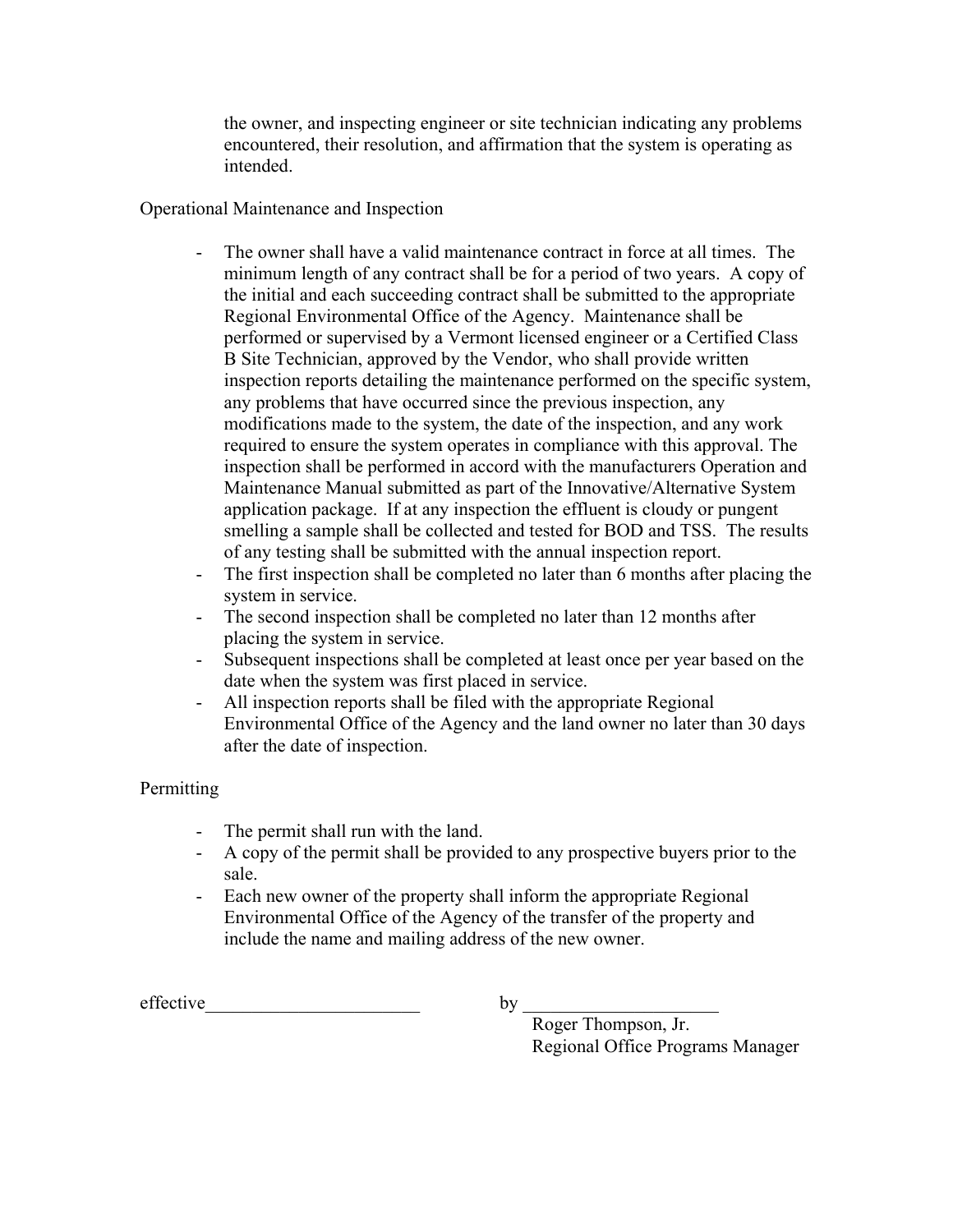the owner, and inspecting engineer or site technician indicating any problems encountered, their resolution, and affirmation that the system is operating as intended.

Operational Maintenance and Inspection

- The owner shall have a valid maintenance contract in force at all times. The minimum length of any contract shall be for a period of two years. A copy of the initial and each succeeding contract shall be submitted to the appropriate Regional Environmental Office of the Agency. Maintenance shall be performed or supervised by a Vermont licensed engineer or a Certified Class B Site Technician, approved by the Vendor, who shall provide written inspection reports detailing the maintenance performed on the specific system, any problems that have occurred since the previous inspection, any modifications made to the system, the date of the inspection, and any work required to ensure the system operates in compliance with this approval. The inspection shall be performed in accord with the manufacturers Operation and Maintenance Manual submitted as part of the Innovative/Alternative System application package. If at any inspection the effluent is cloudy or pungent smelling a sample shall be collected and tested for BOD and TSS. The results of any testing shall be submitted with the annual inspection report.
- The first inspection shall be completed no later than 6 months after placing the system in service.
- The second inspection shall be completed no later than 12 months after placing the system in service.
- Subsequent inspections shall be completed at least once per year based on the date when the system was first placed in service.
- All inspection reports shall be filed with the appropriate Regional Environmental Office of the Agency and the land owner no later than 30 days after the date of inspection.

Permitting

- The permit shall run with the land.
- A copy of the permit shall be provided to any prospective buyers prior to the sale.
- Each new owner of the property shall inform the appropriate Regional Environmental Office of the Agency of the transfer of the property and include the name and mailing address of the new owner.

effective_______________________ by _____________________

Roger Thompson, Jr.
Regional Office Programs Manager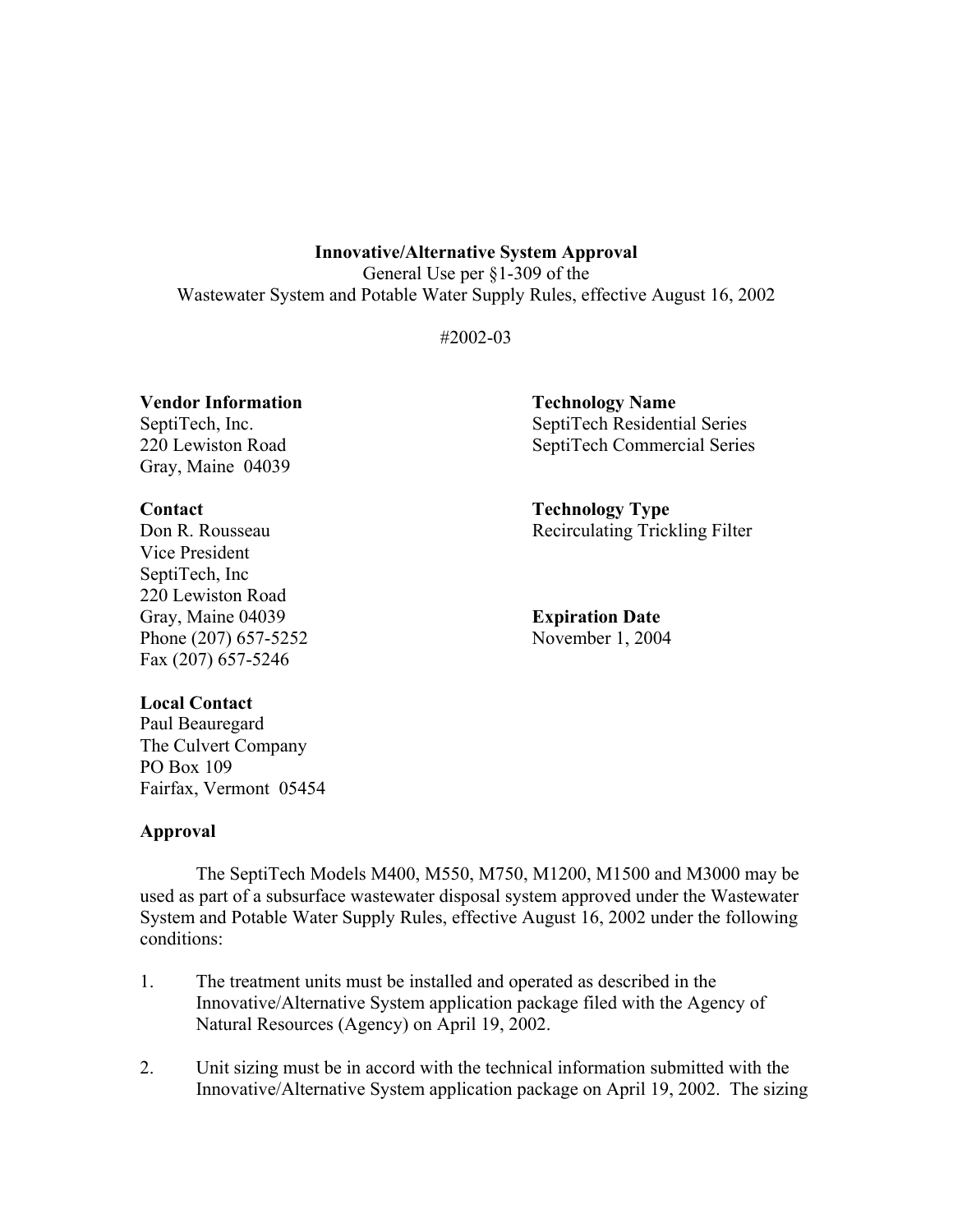**Innovative/Alternative System Approval**
General Use per §1-309 of the
Wastewater System and Potable Water Supply Rules, effective August 16, 2002

#2002-03

**Vendor Information**
SeptiTech, Inc.
220 Lewiston Road
Gray, Maine 04039

**Technology Name**
SeptiTech Residential Series
SeptiTech Commercial Series

**Contact**
Don R. Rousseau
Vice President
SeptiTech, Inc
220 Lewiston Road
Gray, Maine 04039
Phone (207) 657-5252
Fax (207) 657-5246

**Technology Type**
Recirculating Trickling Filter

**Expiration Date**
November 1, 2004

**Local Contact**
Paul Beauregard
The Culvert Company
PO Box 109
Fairfax, Vermont 05454

**Approval**

The SeptiTech Models M400, M550, M750, M1200, M1500 and M3000 may be used as part of a subsurface wastewater disposal system approved under the Wastewater System and Potable Water Supply Rules, effective August 16, 2002 under the following conditions:

1. The treatment units must be installed and operated as described in the Innovative/Alternative System application package filed with the Agency of Natural Resources (Agency) on April 19, 2002.

2. Unit sizing must be in accord with the technical information submitted with the Innovative/Alternative System application package on April 19, 2002. The sizing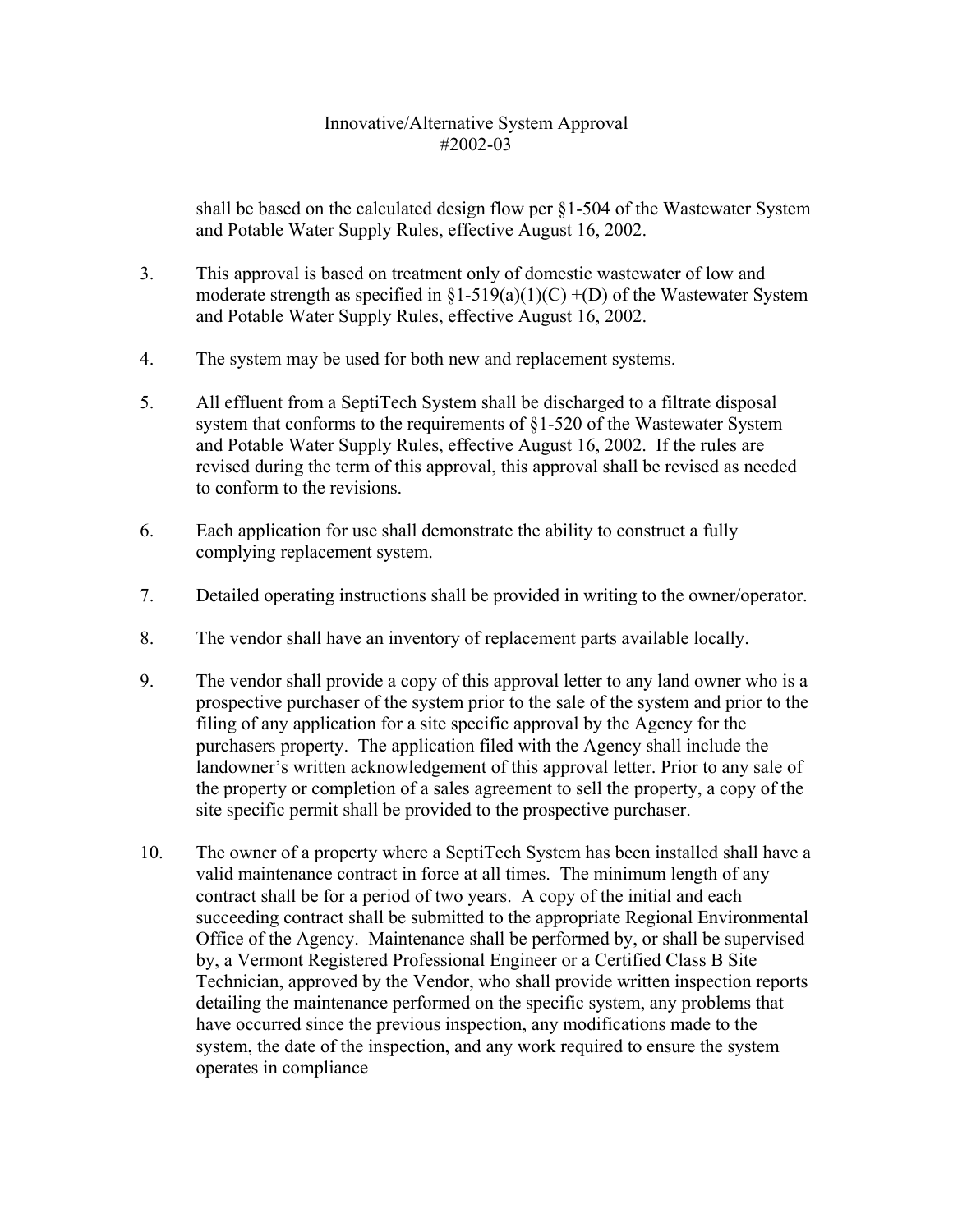shall be based on the calculated design flow per §1-504 of the Wastewater System and Potable Water Supply Rules, effective August 16, 2002.

3. This approval is based on treatment only of domestic wastewater of low and moderate strength as specified in §1-519(a)(1)(C) +(D) of the Wastewater System and Potable Water Supply Rules, effective August 16, 2002.

4. The system may be used for both new and replacement systems.

5. All effluent from a SeptiTech System shall be discharged to a filtrate disposal system that conforms to the requirements of §1-520 of the Wastewater System and Potable Water Supply Rules, effective August 16, 2002. If the rules are revised during the term of this approval, this approval shall be revised as needed to conform to the revisions.

6. Each application for use shall demonstrate the ability to construct a fully complying replacement system.

7. Detailed operating instructions shall be provided in writing to the owner/operator.

8. The vendor shall have an inventory of replacement parts available locally.

9. The vendor shall provide a copy of this approval letter to any land owner who is a prospective purchaser of the system prior to the sale of the system and prior to the filing of any application for a site specific approval by the Agency for the purchasers property. The application filed with the Agency shall include the landowner's written acknowledgement of this approval letter. Prior to any sale of the property or completion of a sales agreement to sell the property, a copy of the site specific permit shall be provided to the prospective purchaser.

10. The owner of a property where a SeptiTech System has been installed shall have a valid maintenance contract in force at all times. The minimum length of any contract shall be for a period of two years. A copy of the initial and each succeeding contract shall be submitted to the appropriate Regional Environmental Office of the Agency. Maintenance shall be performed by, or shall be supervised by, a Vermont Registered Professional Engineer or a Certified Class B Site Technician, approved by the Vendor, who shall provide written inspection reports detailing the maintenance performed on the specific system, any problems that have occurred since the previous inspection, any modifications made to the system, the date of the inspection, and any work required to ensure the system operates in compliance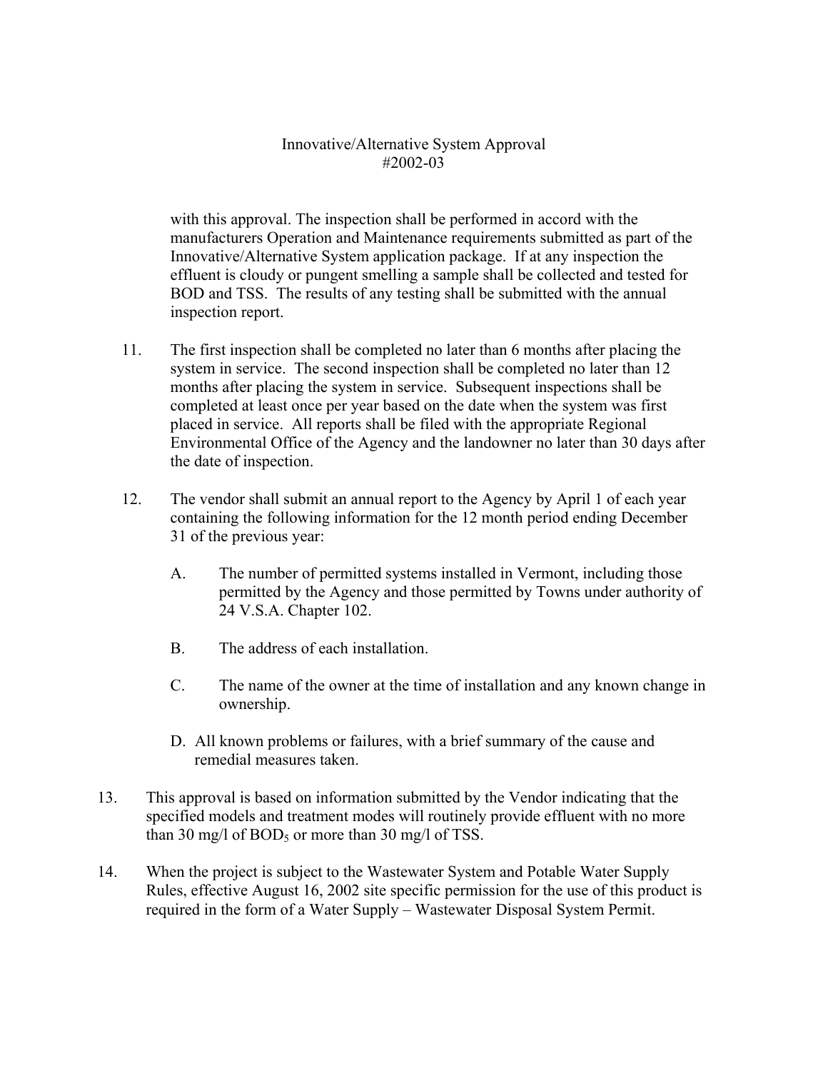with this approval. The inspection shall be performed in accord with the manufacturers Operation and Maintenance requirements submitted as part of the Innovative/Alternative System application package. If at any inspection the effluent is cloudy or pungent smelling a sample shall be collected and tested for BOD and TSS. The results of any testing shall be submitted with the annual inspection report.

11. The first inspection shall be completed no later than 6 months after placing the system in service. The second inspection shall be completed no later than 12 months after placing the system in service. Subsequent inspections shall be completed at least once per year based on the date when the system was first placed in service. All reports shall be filed with the appropriate Regional Environmental Office of the Agency and the landowner no later than 30 days after the date of inspection.

12. The vendor shall submit an annual report to the Agency by April 1 of each year containing the following information for the 12 month period ending December 31 of the previous year:

    A. The number of permitted systems installed in Vermont, including those permitted by the Agency and those permitted by Towns under authority of 24 V.S.A. Chapter 102.

    B. The address of each installation.

    C. The name of the owner at the time of installation and any known change in ownership.

    D. All known problems or failures, with a brief summary of the cause and remedial measures taken.

13. This approval is based on information submitted by the Vendor indicating that the specified models and treatment modes will routinely provide effluent with no more than 30 mg/l of $BOD_5$ or more than 30 mg/l of TSS.

14. When the project is subject to the Wastewater System and Potable Water Supply Rules, effective August 16, 2002 site specific permission for the use of this product is required in the form of a Water Supply – Wastewater Disposal System Permit.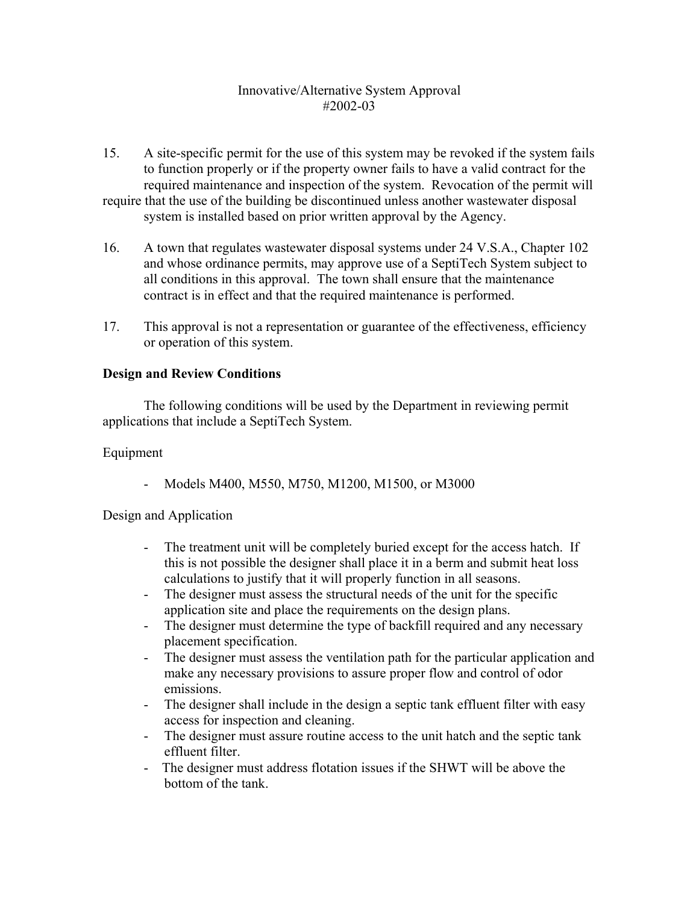Innovative/Alternative System Approval
#2002-03

15. A site-specific permit for the use of this system may be revoked if the system fails to function properly or if the property owner fails to have a valid contract for the required maintenance and inspection of the system. Revocation of the permit will require that the use of the building be discontinued unless another wastewater disposal system is installed based on prior written approval by the Agency.

16. A town that regulates wastewater disposal systems under 24 V.S.A., Chapter 102 and whose ordinance permits, may approve use of a SeptiTech System subject to all conditions in this approval. The town shall ensure that the maintenance contract is in effect and that the required maintenance is performed.

17. This approval is not a representation or guarantee of the effectiveness, efficiency or operation of this system.

**Design and Review Conditions**

The following conditions will be used by the Department in reviewing permit applications that include a SeptiTech System.

Equipment

- Models M400, M550, M750, M1200, M1500, or M3000

Design and Application

- The treatment unit will be completely buried except for the access hatch. If this is not possible the designer shall place it in a berm and submit heat loss calculations to justify that it will properly function in all seasons.
- The designer must assess the structural needs of the unit for the specific application site and place the requirements on the design plans.
- The designer must determine the type of backfill required and any necessary placement specification.
- The designer must assess the ventilation path for the particular application and make any necessary provisions to assure proper flow and control of odor emissions.
- The designer shall include in the design a septic tank effluent filter with easy access for inspection and cleaning.
- The designer must assure routine access to the unit hatch and the septic tank effluent filter.
- The designer must address flotation issues if the SHWT will be above the bottom of the tank.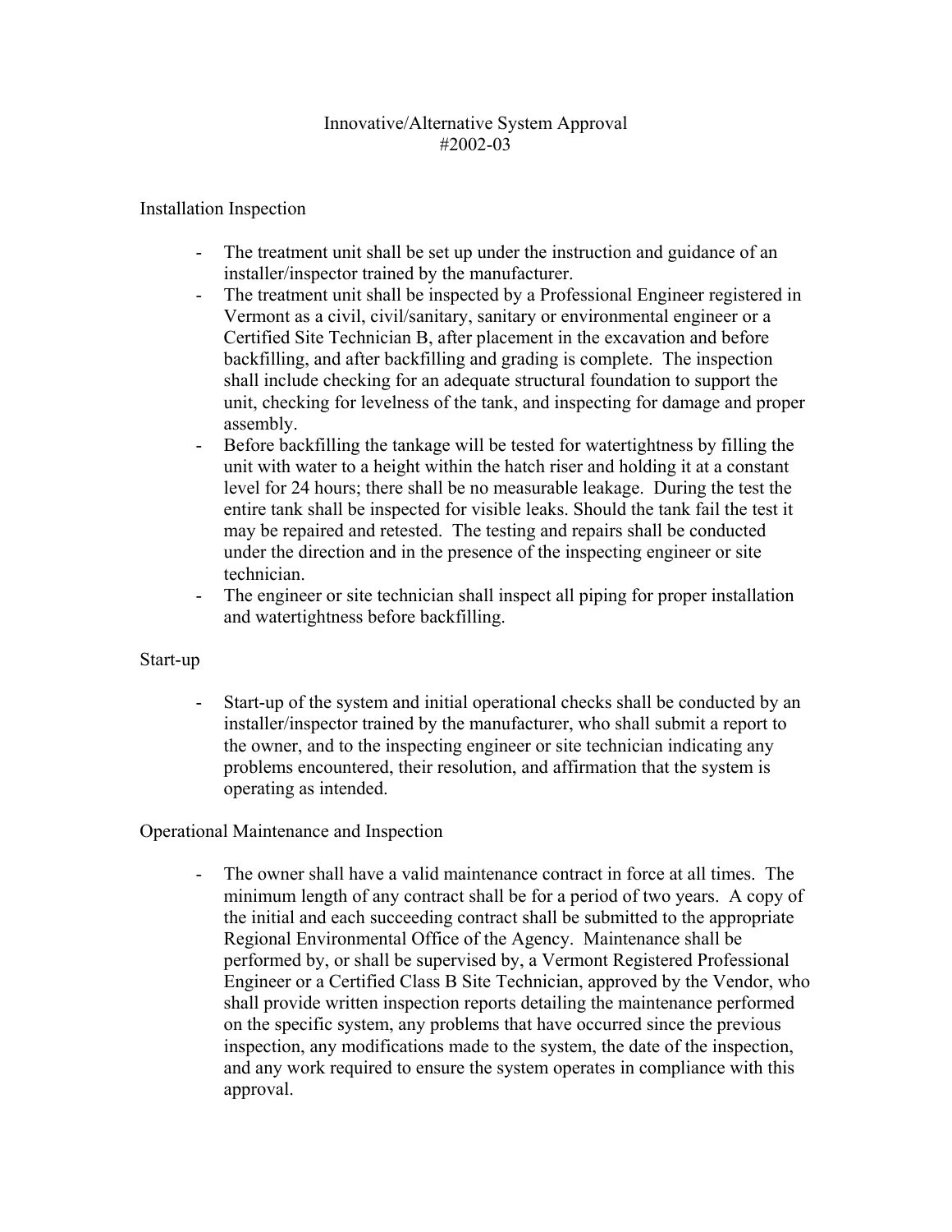Innovative/Alternative System Approval
#2002-03

## Installation Inspection

- The treatment unit shall be set up under the instruction and guidance of an installer/inspector trained by the manufacturer.
- The treatment unit shall be inspected by a Professional Engineer registered in Vermont as a civil, civil/sanitary, sanitary or environmental engineer or a Certified Site Technician B, after placement in the excavation and before backfilling, and after backfilling and grading is complete. The inspection shall include checking for an adequate structural foundation to support the unit, checking for levelness of the tank, and inspecting for damage and proper assembly.
- Before backfilling the tankage will be tested for watertightness by filling the unit with water to a height within the hatch riser and holding it at a constant level for 24 hours; there shall be no measurable leakage. During the test the entire tank shall be inspected for visible leaks. Should the tank fail the test it may be repaired and retested. The testing and repairs shall be conducted under the direction and in the presence of the inspecting engineer or site technician.
- The engineer or site technician shall inspect all piping for proper installation and watertightness before backfilling.

## Start-up

- Start-up of the system and initial operational checks shall be conducted by an installer/inspector trained by the manufacturer, who shall submit a report to the owner, and to the inspecting engineer or site technician indicating any problems encountered, their resolution, and affirmation that the system is operating as intended.

## Operational Maintenance and Inspection

- The owner shall have a valid maintenance contract in force at all times. The minimum length of any contract shall be for a period of two years. A copy of the initial and each succeeding contract shall be submitted to the appropriate Regional Environmental Office of the Agency. Maintenance shall be performed by, or shall be supervised by, a Vermont Registered Professional Engineer or a Certified Class B Site Technician, approved by the Vendor, who shall provide written inspection reports detailing the maintenance performed on the specific system, any problems that have occurred since the previous inspection, any modifications made to the system, the date of the inspection, and any work required to ensure the system operates in compliance with this approval.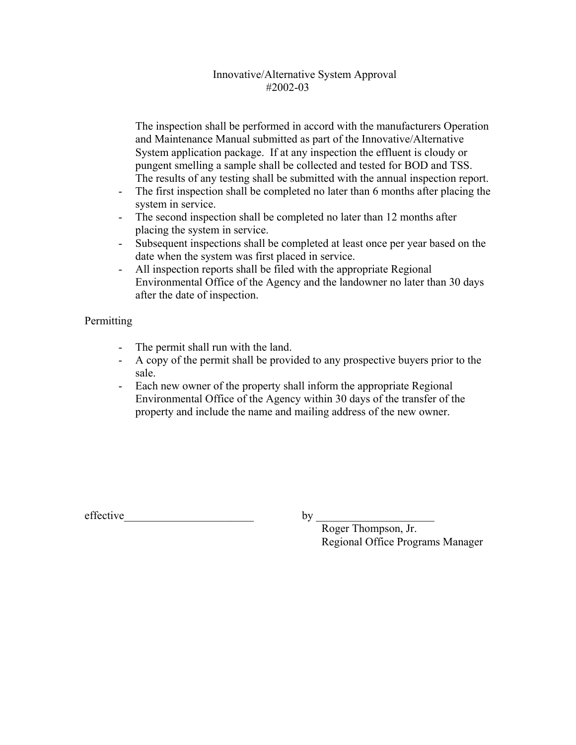Innovative/Alternative System Approval
#2002-03

The inspection shall be performed in accord with the manufacturers Operation and Maintenance Manual submitted as part of the Innovative/Alternative System application package. If at any inspection the effluent is cloudy or pungent smelling a sample shall be collected and tested for BOD and TSS. The results of any testing shall be submitted with the annual inspection report.

- The first inspection shall be completed no later than 6 months after placing the system in service.
- The second inspection shall be completed no later than 12 months after placing the system in service.
- Subsequent inspections shall be completed at least once per year based on the date when the system was first placed in service.
- All inspection reports shall be filed with the appropriate Regional Environmental Office of the Agency and the landowner no later than 30 days after the date of inspection.

Permitting

- The permit shall run with the land.
- A copy of the permit shall be provided to any prospective buyers prior to the sale.
- Each new owner of the property shall inform the appropriate Regional Environmental Office of the Agency within 30 days of the transfer of the property and include the name and mailing address of the new owner.

effective_______________________ by _____________________
Roger Thompson, Jr.
Regional Office Programs Manager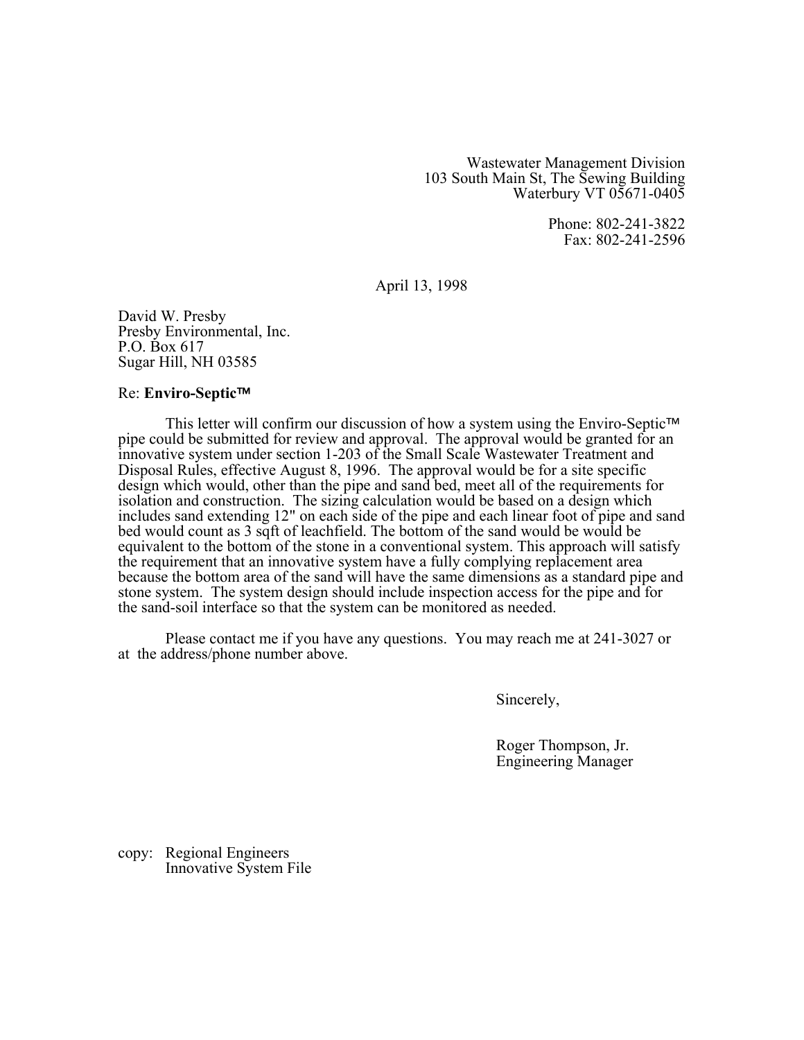Wastewater Management Division
103 South Main St, The Sewing Building
Waterbury VT 05671-0405

Phone: 802-241-3822
Fax: 802-241-2596

April 13, 1998

David W. Presby
Presby Environmental, Inc.
P.O. Box 617
Sugar Hill, NH 03585

Re: **Enviro-Septic™**

This letter will confirm our discussion of how a system using the Enviro-Septic™ pipe could be submitted for review and approval. The approval would be granted for an innovative system under section 1-203 of the Small Scale Wastewater Treatment and Disposal Rules, effective August 8, 1996. The approval would be for a site specific design which would, other than the pipe and sand bed, meet all of the requirements for isolation and construction. The sizing calculation would be based on a design which includes sand extending 12" on each side of the pipe and each linear foot of pipe and sand bed would count as 3 sqft of leachfield. The bottom of the sand would be would be equivalent to the bottom of the stone in a conventional system. This approach will satisfy the requirement that an innovative system have a fully complying replacement area because the bottom area of the sand will have the same dimensions as a standard pipe and stone system. The system design should include inspection access for the pipe and for the sand-soil interface so that the system can be monitored as needed.

Please contact me if you have any questions. You may reach me at 241-3027 or at the address/phone number above.

Sincerely,

Roger Thompson, Jr.
Engineering Manager

copy: Regional Engineers
Innovative System File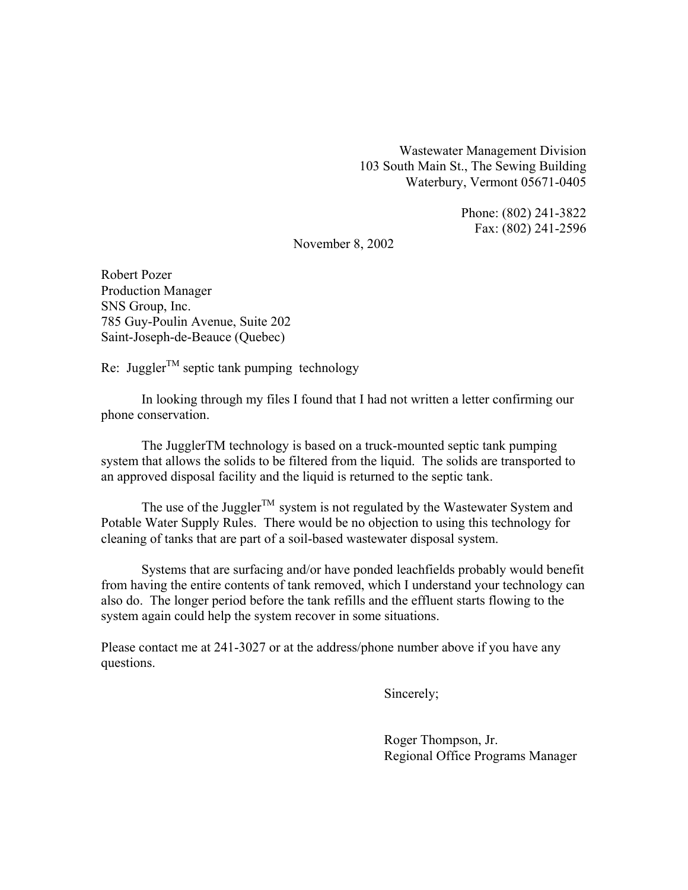Wastewater Management Division
103 South Main St., The Sewing Building
Waterbury, Vermont 05671-0405

Phone: (802) 241-3822
Fax: (802) 241-2596

November 8, 2002

Robert Pozer
Production Manager
SNS Group, Inc.
785 Guy-Poulin Avenue, Suite 202
Saint-Joseph-de-Beauce (Quebec)

Re: Juggler$^{TM}$ septic tank pumping technology

In looking through my files I found that I had not written a letter confirming our phone conservation.

The JugglerTM technology is based on a truck-mounted septic tank pumping system that allows the solids to be filtered from the liquid. The solids are transported to an approved disposal facility and the liquid is returned to the septic tank.

The use of the Juggler$^{TM}$ system is not regulated by the Wastewater System and Potable Water Supply Rules. There would be no objection to using this technology for cleaning of tanks that are part of a soil-based wastewater disposal system.

Systems that are surfacing and/or have ponded leachfields probably would benefit from having the entire contents of tank removed, which I understand your technology can also do. The longer period before the tank refills and the effluent starts flowing to the system again could help the system recover in some situations.

Please contact me at 241-3027 or at the address/phone number above if you have any questions.

Sincerely;

Roger Thompson, Jr.
Regional Office Programs Manager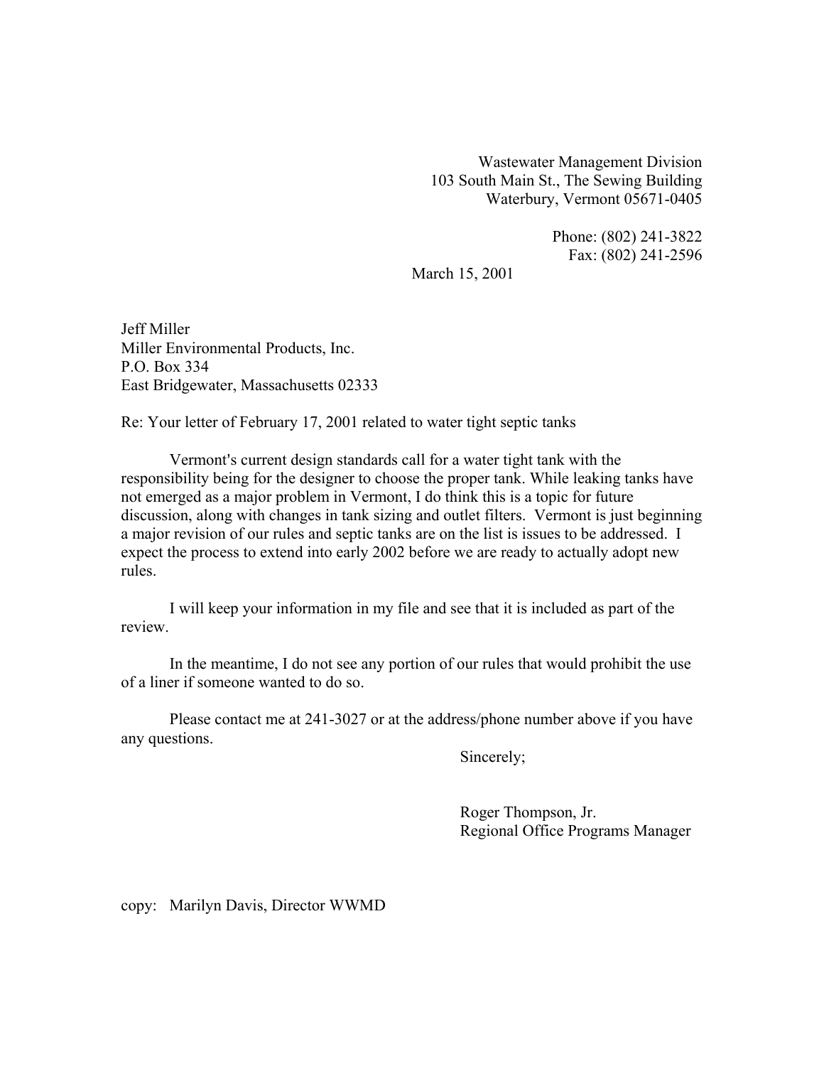Wastewater Management Division
103 South Main St., The Sewing Building
Waterbury, Vermont 05671-0405

Phone: (802) 241-3822
Fax: (802) 241-2596

March 15, 2001

Jeff Miller
Miller Environmental Products, Inc.
P.O. Box 334
East Bridgewater, Massachusetts 02333

Re: Your letter of February 17, 2001 related to water tight septic tanks

Vermont's current design standards call for a water tight tank with the responsibility being for the designer to choose the proper tank. While leaking tanks have not emerged as a major problem in Vermont, I do think this is a topic for future discussion, along with changes in tank sizing and outlet filters. Vermont is just beginning a major revision of our rules and septic tanks are on the list is issues to be addressed. I expect the process to extend into early 2002 before we are ready to actually adopt new rules.

I will keep your information in my file and see that it is included as part of the review.

In the meantime, I do not see any portion of our rules that would prohibit the use of a liner if someone wanted to do so.

Please contact me at 241-3027 or at the address/phone number above if you have any questions.

Sincerely;

Roger Thompson, Jr.
Regional Office Programs Manager

copy: Marilyn Davis, Director WWMD